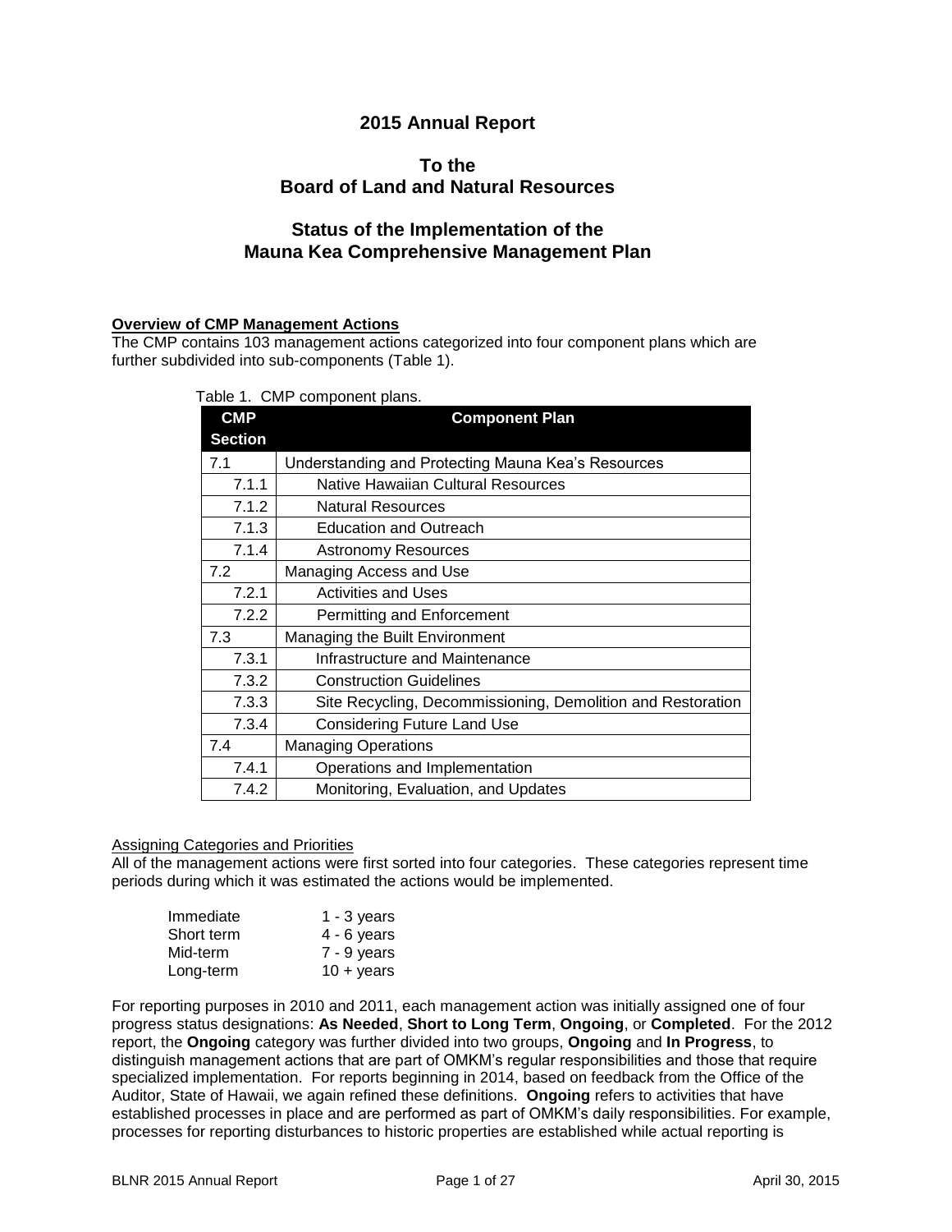# 2015 Annual Report

## To the Board of Land and Natural Resources

## Status of the Implementation of the Mauna Kea Comprehensive Management Plan

**Overview of CMP Management Actions**

The CMP contains 103 management actions categorized into four component plans which are further subdivided into sub-components (Table 1).

Table 1. CMP component plans.

| CMP Section | Component Plan |
|---|---|
| 7.1 | Understanding and Protecting Mauna Kea's Resources |
| 7.1.1 | Native Hawaiian Cultural Resources |
| 7.1.2 | Natural Resources |
| 7.1.3 | Education and Outreach |
| 7.1.4 | Astronomy Resources |
| 7.2 | Managing Access and Use |
| 7.2.1 | Activities and Uses |
| 7.2.2 | Permitting and Enforcement |
| 7.3 | Managing the Built Environment |
| 7.3.1 | Infrastructure and Maintenance |
| 7.3.2 | Construction Guidelines |
| 7.3.3 | Site Recycling, Decommissioning, Demolition and Restoration |
| 7.3.4 | Considering Future Land Use |
| 7.4 | Managing Operations |
| 7.4.1 | Operations and Implementation |
| 7.4.2 | Monitoring, Evaluation, and Updates |

Assigning Categories and Priorities

All of the management actions were first sorted into four categories. These categories represent time periods during which it was estimated the actions would be implemented.

| | |
|---|---|
| Immediate | 1 - 3 years |
| Short term | 4 - 6 years |
| Mid-term | 7 - 9 years |
| Long-term | 10 + years |

For reporting purposes in 2010 and 2011, each management action was initially assigned one of four progress status designations: **As Needed**, **Short to Long Term**, **Ongoing**, or **Completed**. For the 2012 report, the **Ongoing** category was further divided into two groups, **Ongoing** and **In Progress**, to distinguish management actions that are part of OMKM's regular responsibilities and those that require specialized implementation. For reports beginning in 2014, based on feedback from the Office of the Auditor, State of Hawaii, we again refined these definitions. **Ongoing** refers to activities that have established processes in place and are performed as part of OMKM's daily responsibilities. For example, processes for reporting disturbances to historic properties are established while actual reporting is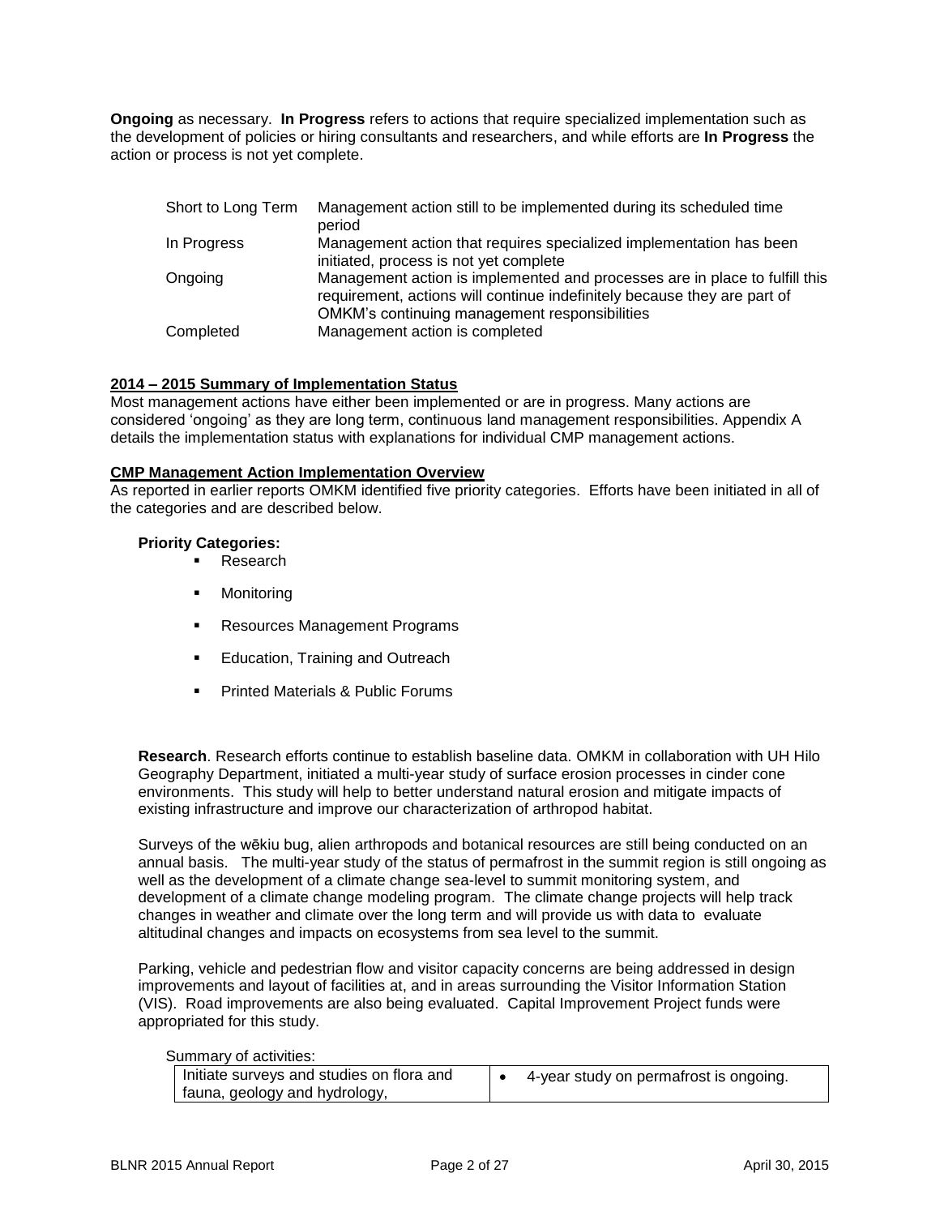**Ongoing** as necessary. **In Progress** refers to actions that require specialized implementation such as the development of policies or hiring consultants and researchers, and while efforts are **In Progress** the action or process is not yet complete.

| | |
|---|---|
| Short to Long Term | Management action still to be implemented during its scheduled time period |
| In Progress | Management action that requires specialized implementation has been initiated, process is not yet complete |
| Ongoing | Management action is implemented and processes are in place to fulfill this requirement, actions will continue indefinitely because they are part of OMKM's continuing management responsibilities |
| Completed | Management action is completed |

**2014 – 2015 Summary of Implementation Status**

Most management actions have either been implemented or are in progress. Many actions are considered 'ongoing' as they are long term, continuous land management responsibilities. Appendix A details the implementation status with explanations for individual CMP management actions.

**CMP Management Action Implementation Overview**

As reported in earlier reports OMKM identified five priority categories. Efforts have been initiated in all of the categories and are described below.

**Priority Categories:**

- Research
- Monitoring
- Resources Management Programs
- Education, Training and Outreach
- Printed Materials & Public Forums

**Research**. Research efforts continue to establish baseline data. OMKM in collaboration with UH Hilo Geography Department, initiated a multi-year study of surface erosion processes in cinder cone environments. This study will help to better understand natural erosion and mitigate impacts of existing infrastructure and improve our characterization of arthropod habitat.

Surveys of the wēkiu bug, alien arthropods and botanical resources are still being conducted on an annual basis. The multi-year study of the status of permafrost in the summit region is still ongoing as well as the development of a climate change sea-level to summit monitoring system, and development of a climate change modeling program. The climate change projects will help track changes in weather and climate over the long term and will provide us with data to evaluate altitudinal changes and impacts on ecosystems from sea level to the summit.

Parking, vehicle and pedestrian flow and visitor capacity concerns are being addressed in design improvements and layout of facilities at, and in areas surrounding the Visitor Information Station (VIS). Road improvements are also being evaluated. Capital Improvement Project funds were appropriated for this study.

Summary of activities:

| | |
|---|---|
| Initiate surveys and studies on flora and fauna, geology and hydrology, | • 4-year study on permafrost is ongoing. |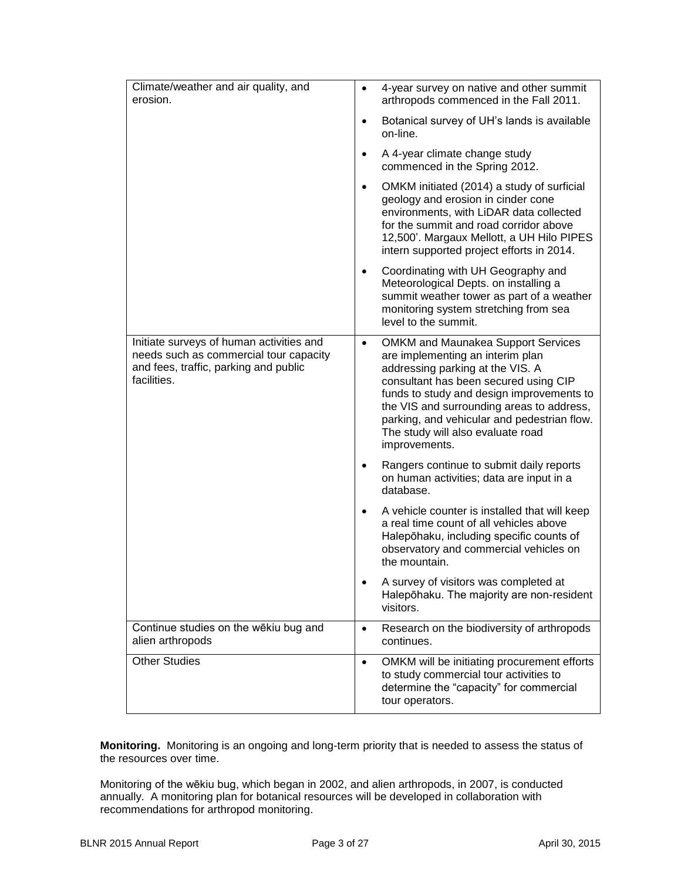| | |
|---|---|
| Climate/weather and air quality, and erosion. | • 4-year survey on native and other summit arthropods commenced in the Fall 2011.<br>• Botanical survey of UH's lands is available on-line.<br>• A 4-year climate change study commenced in the Spring 2012.<br>• OMKM initiated (2014) a study of surficial geology and erosion in cinder cone environments, with LiDAR data collected for the summit and road corridor above 12,500'. Margaux Mellott, a UH Hilo PIPES intern supported project efforts in 2014.<br>• Coordinating with UH Geography and Meteorological Depts. on installing a summit weather tower as part of a weather monitoring system stretching from sea level to the summit. |
| Initiate surveys of human activities and needs such as commercial tour capacity and fees, traffic, parking and public facilities. | • OMKM and Maunakea Support Services are implementing an interim plan addressing parking at the VIS. A consultant has been secured using CIP funds to study and design improvements to the VIS and surrounding areas to address, parking, and vehicular and pedestrian flow. The study will also evaluate road improvements.<br>• Rangers continue to submit daily reports on human activities; data are input in a database.<br>• A vehicle counter is installed that will keep a real time count of all vehicles above Halepōhaku, including specific counts of observatory and commercial vehicles on the mountain.<br>• A survey of visitors was completed at Halepōhaku. The majority are non-resident visitors. |
| Continue studies on the wēkiu bug and alien arthropods | • Research on the biodiversity of arthropods continues. |
| Other Studies | • OMKM will be initiating procurement efforts to study commercial tour activities to determine the "capacity" for commercial tour operators. |

**Monitoring.** Monitoring is an ongoing and long-term priority that is needed to assess the status of the resources over time.

Monitoring of the wēkiu bug, which began in 2002, and alien arthropods, in 2007, is conducted annually. A monitoring plan for botanical resources will be developed in collaboration with recommendations for arthropod monitoring.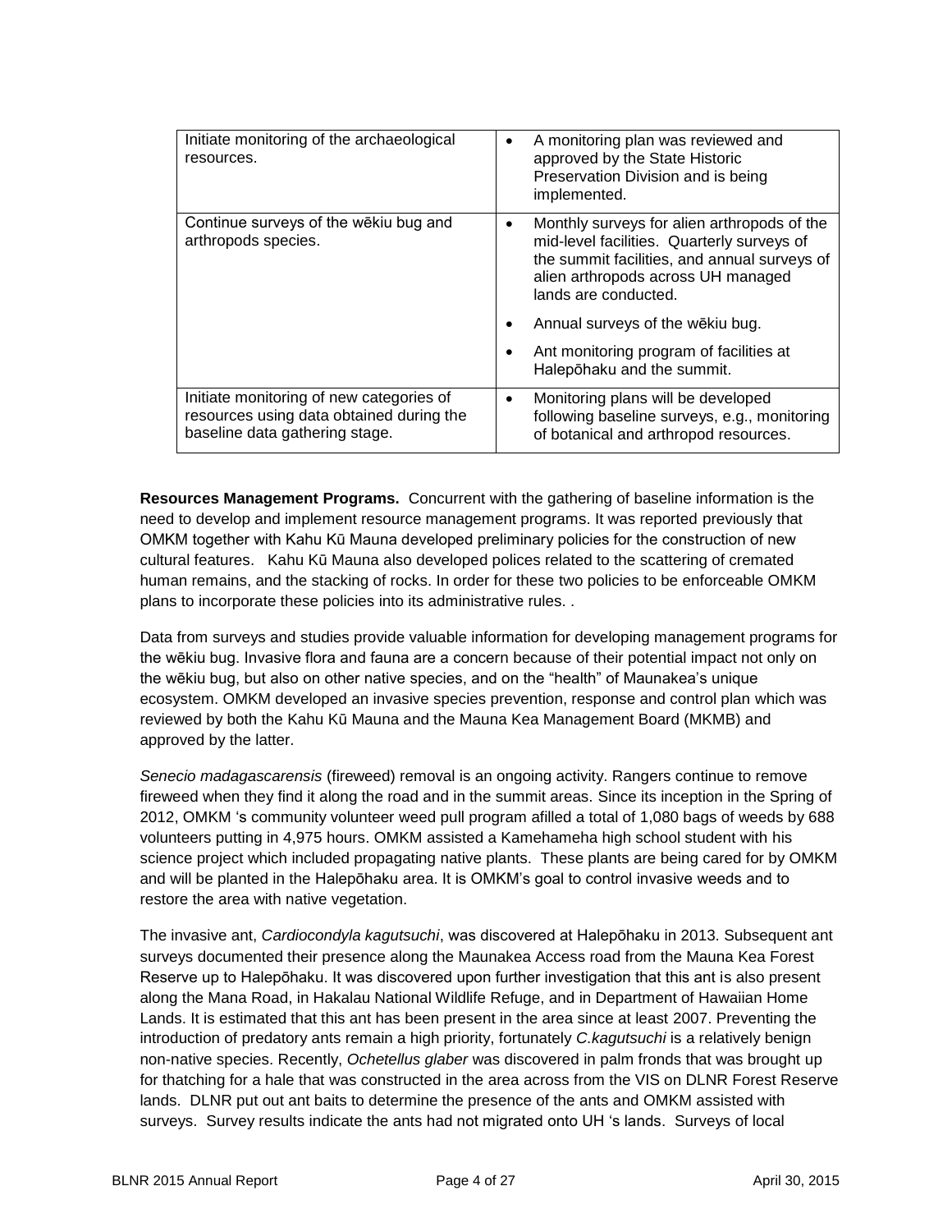| | |
|---|---|
| Initiate monitoring of the archaeological resources. | • A monitoring plan was reviewed and approved by the State Historic Preservation Division and is being implemented. |
| Continue surveys of the wēkiu bug and arthropods species. | • Monthly surveys for alien arthropods of the mid-level facilities. Quarterly surveys of the summit facilities, and annual surveys of alien arthropods across UH managed lands are conducted.<br>• Annual surveys of the wēkiu bug.<br>• Ant monitoring program of facilities at Halepōhaku and the summit. |
| Initiate monitoring of new categories of resources using data obtained during the baseline data gathering stage. | • Monitoring plans will be developed following baseline surveys, e.g., monitoring of botanical and arthropod resources. |

**Resources Management Programs.** Concurrent with the gathering of baseline information is the need to develop and implement resource management programs. It was reported previously that OMKM together with Kahu Kū Mauna developed preliminary policies for the construction of new cultural features. Kahu Kū Mauna also developed polices related to the scattering of cremated human remains, and the stacking of rocks. In order for these two policies to be enforceable OMKM plans to incorporate these policies into its administrative rules. .

Data from surveys and studies provide valuable information for developing management programs for the wēkiu bug. Invasive flora and fauna are a concern because of their potential impact not only on the wēkiu bug, but also on other native species, and on the "health" of Maunakea's unique ecosystem. OMKM developed an invasive species prevention, response and control plan which was reviewed by both the Kahu Kū Mauna and the Mauna Kea Management Board (MKMB) and approved by the latter.

*Senecio madagascarensis* (fireweed) removal is an ongoing activity. Rangers continue to remove fireweed when they find it along the road and in the summit areas. Since its inception in the Spring of 2012, OMKM 's community volunteer weed pull program afilled a total of 1,080 bags of weeds by 688 volunteers putting in 4,975 hours. OMKM assisted a Kamehameha high school student with his science project which included propagating native plants. These plants are being cared for by OMKM and will be planted in the Halepōhaku area. It is OMKM's goal to control invasive weeds and to restore the area with native vegetation.

The invasive ant, *Cardiocondyla kagutsuchi*, was discovered at Halepōhaku in 2013. Subsequent ant surveys documented their presence along the Maunakea Access road from the Mauna Kea Forest Reserve up to Halepōhaku. It was discovered upon further investigation that this ant is also present along the Mana Road, in Hakalau National Wildlife Refuge, and in Department of Hawaiian Home Lands. It is estimated that this ant has been present in the area since at least 2007. Preventing the introduction of predatory ants remain a high priority, fortunately *C.kagutsuchi* is a relatively benign non-native species. Recently, *Ochetellus glaber* was discovered in palm fronds that was brought up for thatching for a hale that was constructed in the area across from the VIS on DLNR Forest Reserve lands. DLNR put out ant baits to determine the presence of the ants and OMKM assisted with surveys. Survey results indicate the ants had not migrated onto UH 's lands. Surveys of local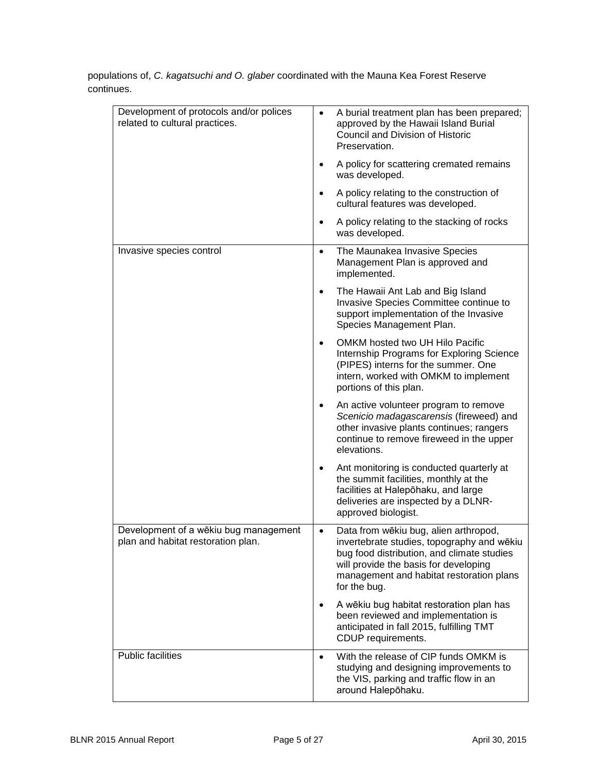populations of, *C. kagatsuchi and O. glaber* coordinated with the Mauna Kea Forest Reserve continues.

| | |
|---|---|
| Development of protocols and/or polices related to cultural practices. | • A burial treatment plan has been prepared; approved by the Hawaii Island Burial Council and Division of Historic Preservation.<br>• A policy for scattering cremated remains was developed.<br>• A policy relating to the construction of cultural features was developed.<br>• A policy relating to the stacking of rocks was developed. |
| Invasive species control | • The Maunakea Invasive Species Management Plan is approved and implemented.<br>• The Hawaii Ant Lab and Big Island Invasive Species Committee continue to support implementation of the Invasive Species Management Plan.<br>• OMKM hosted two UH Hilo Pacific Internship Programs for Exploring Science (PIPES) interns for the summer. One intern, worked with OMKM to implement portions of this plan.<br>• An active volunteer program to remove *Scenicio madagascarensis* (fireweed) and other invasive plants continues; rangers continue to remove fireweed in the upper elevations.<br>• Ant monitoring is conducted quarterly at the summit facilities, monthly at the facilities at Halepōhaku, and large deliveries are inspected by a DLNR-approved biologist. |
| Development of a wēkiu bug management plan and habitat restoration plan. | • Data from wēkiu bug, alien arthropod, invertebrate studies, topography and wēkiu bug food distribution, and climate studies will provide the basis for developing management and habitat restoration plans for the bug.<br>• A wēkiu bug habitat restoration plan has been reviewed and implementation is anticipated in fall 2015, fulfilling TMT CDUP requirements. |
| Public facilities | • With the release of CIP funds OMKM is studying and designing improvements to the VIS, parking and traffic flow in an around Halepōhaku. |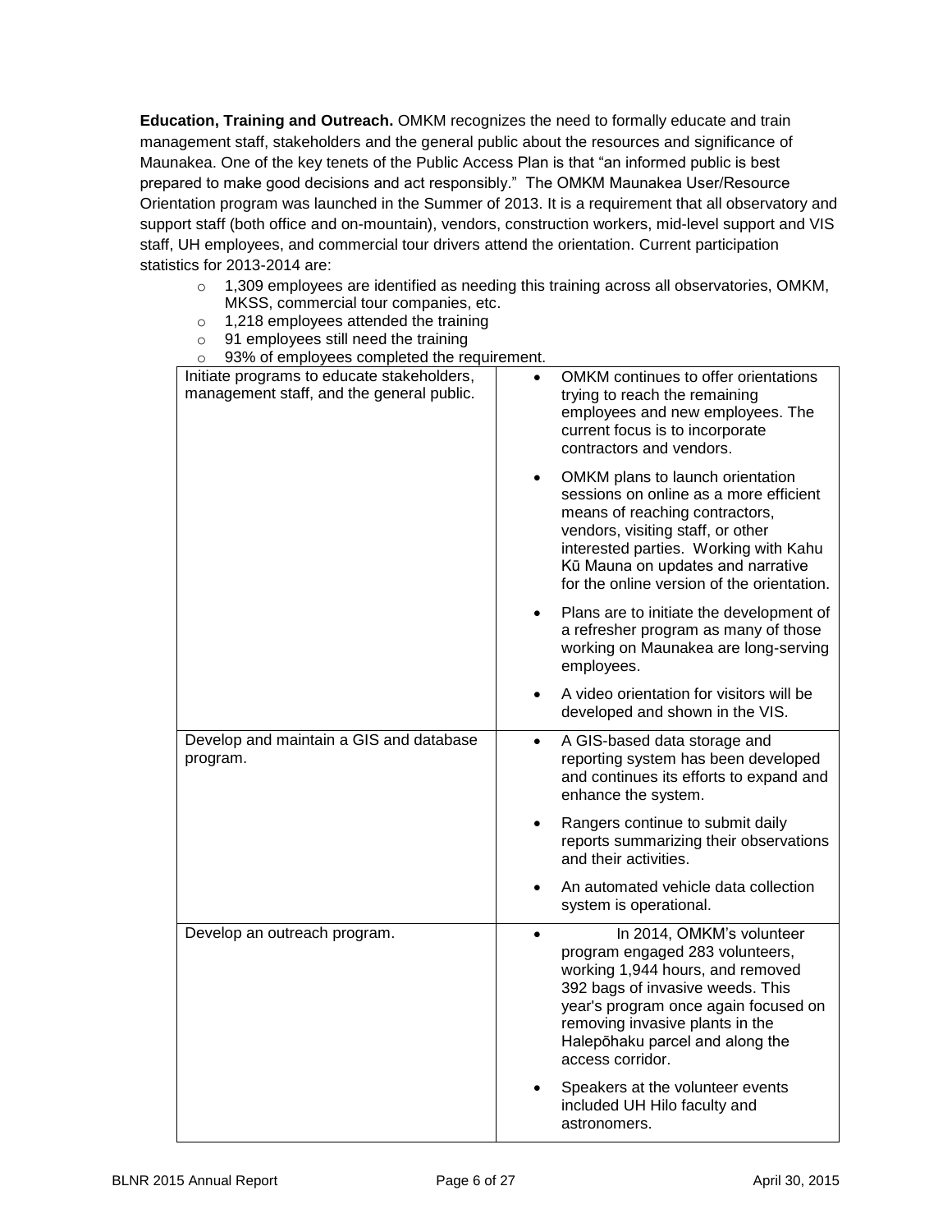**Education, Training and Outreach.** OMKM recognizes the need to formally educate and train management staff, stakeholders and the general public about the resources and significance of Maunakea. One of the key tenets of the Public Access Plan is that "an informed public is best prepared to make good decisions and act responsibly." The OMKM Maunakea User/Resource Orientation program was launched in the Summer of 2013. It is a requirement that all observatory and support staff (both office and on-mountain), vendors, construction workers, mid-level support and VIS staff, UH employees, and commercial tour drivers attend the orientation. Current participation statistics for 2013-2014 are:

- 1,309 employees are identified as needing this training across all observatories, OMKM, MKSS, commercial tour companies, etc.
- 1,218 employees attended the training
- 91 employees still need the training
- 93% of employees completed the requirement.

| | |
|---|---|
| Initiate programs to educate stakeholders, management staff, and the general public. | • OMKM continues to offer orientations trying to reach the remaining employees and new employees. The current focus is to incorporate contractors and vendors.<br>• OMKM plans to launch orientation sessions on online as a more efficient means of reaching contractors, vendors, visiting staff, or other interested parties. Working with Kahu Kū Mauna on updates and narrative for the online version of the orientation.<br>• Plans are to initiate the development of a refresher program as many of those working on Maunakea are long-serving employees.<br>• A video orientation for visitors will be developed and shown in the VIS. |
| Develop and maintain a GIS and database program. | • A GIS-based data storage and reporting system has been developed and continues its efforts to expand and enhance the system.<br>• Rangers continue to submit daily reports summarizing their observations and their activities.<br>• An automated vehicle data collection system is operational. |
| Develop an outreach program. | • In 2014, OMKM's volunteer program engaged 283 volunteers, working 1,944 hours, and removed 392 bags of invasive weeds. This year's program once again focused on removing invasive plants in the Halepōhaku parcel and along the access corridor.<br>• Speakers at the volunteer events included UH Hilo faculty and astronomers. |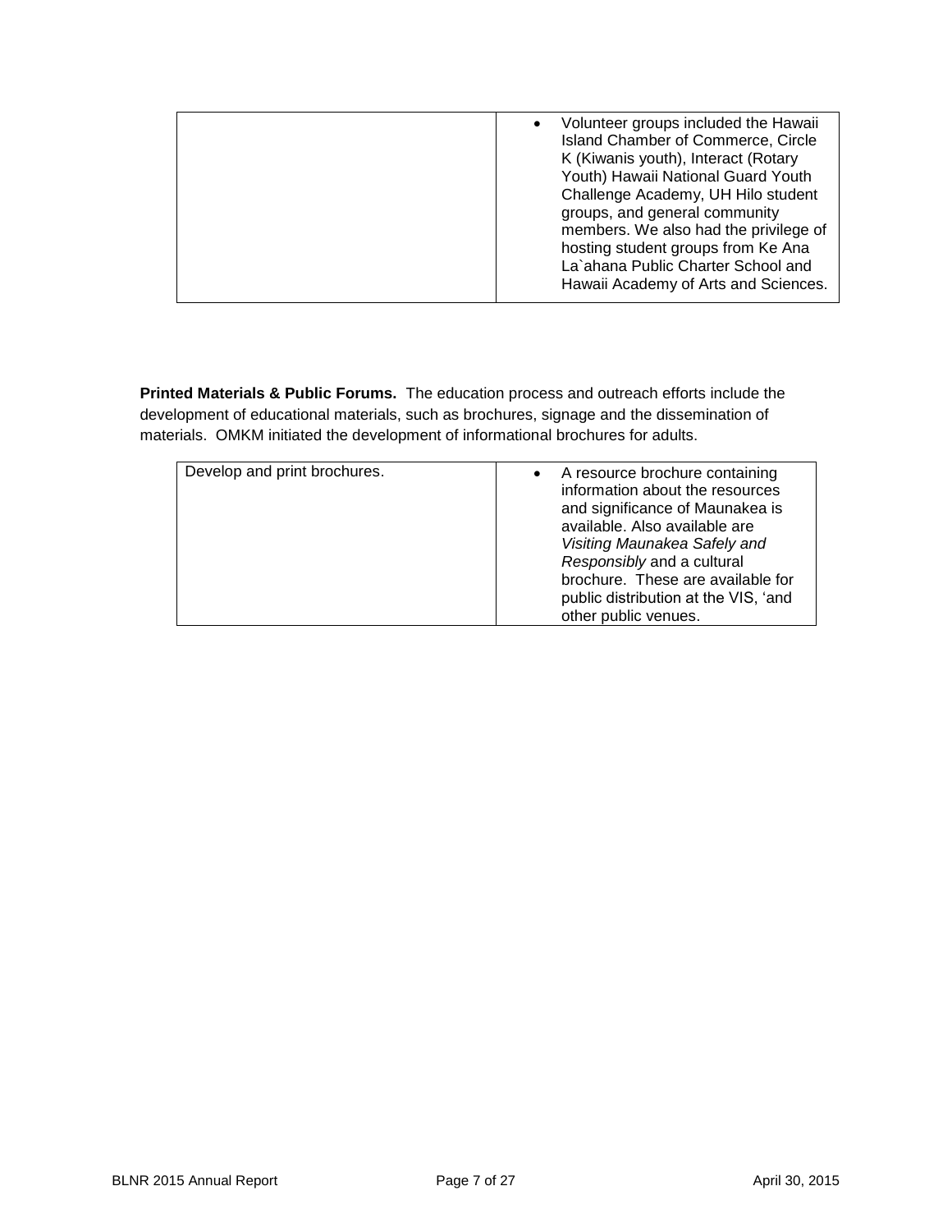| | |
|---|---|
| | • Volunteer groups included the Hawaii Island Chamber of Commerce, Circle K (Kiwanis youth), Interact (Rotary Youth) Hawaii National Guard Youth Challenge Academy, UH Hilo student groups, and general community members. We also had the privilege of hosting student groups from Ke Ana La`ahana Public Charter School and Hawaii Academy of Arts and Sciences. |

**Printed Materials & Public Forums.** The education process and outreach efforts include the development of educational materials, such as brochures, signage and the dissemination of materials. OMKM initiated the development of informational brochures for adults.

| | |
|---|---|
| Develop and print brochures. | • A resource brochure containing information about the resources and significance of Maunakea is available. Also available are *Visiting Maunakea Safely and Responsibly* and a cultural brochure. These are available for public distribution at the VIS, 'and other public venues. |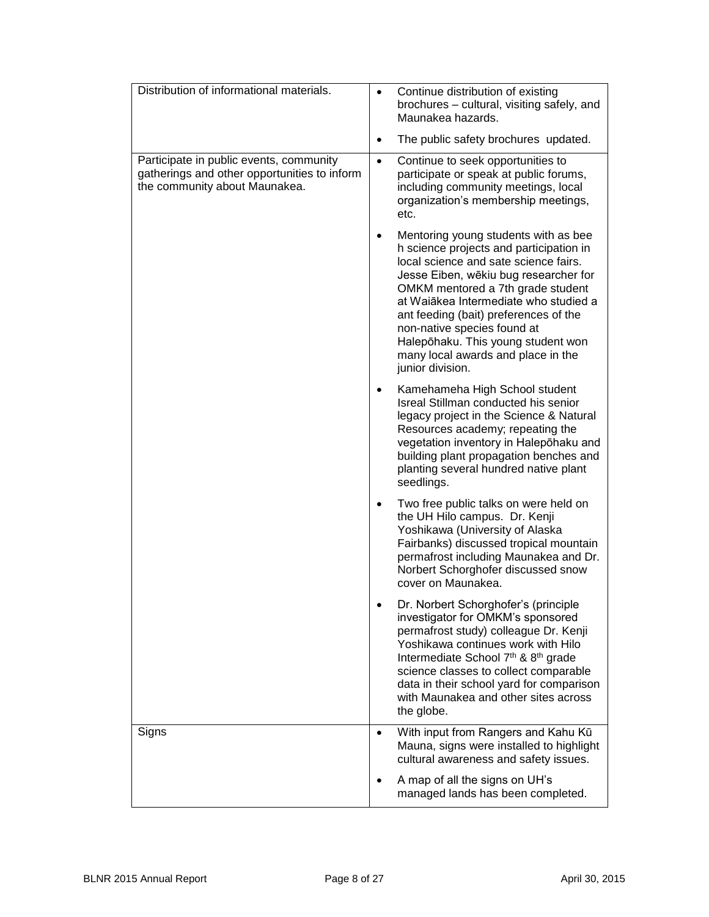| | |
|---|---|
| Distribution of informational materials. | • Continue distribution of existing brochures – cultural, visiting safely, and Maunakea hazards.<br>• The public safety brochures updated. |
| Participate in public events, community gatherings and other opportunities to inform the community about Maunakea. | • Continue to seek opportunities to participate or speak at public forums, including community meetings, local organization's membership meetings, etc.<br>• Mentoring young students with as bee h science projects and participation in local science and sate science fairs. Jesse Eiben, wēkiu bug researcher for OMKM mentored a 7th grade student at Waiākea Intermediate who studied a ant feeding (bait) preferences of the non-native species found at Halepōhaku. This young student won many local awards and place in the junior division.<br>• Kamehameha High School student Isreal Stillman conducted his senior legacy project in the Science & Natural Resources academy; repeating the vegetation inventory in Halepōhaku and building plant propagation benches and planting several hundred native plant seedlings.<br>• Two free public talks on were held on the UH Hilo campus. Dr. Kenji Yoshikawa (University of Alaska Fairbanks) discussed tropical mountain permafrost including Maunakea and Dr. Norbert Schorghofer discussed snow cover on Maunakea.<br>• Dr. Norbert Schorghofer's (principle investigator for OMKM's sponsored permafrost study) colleague Dr. Kenji Yoshikawa continues work with Hilo Intermediate School 7th & 8th grade science classes to collect comparable data in their school yard for comparison with Maunakea and other sites across the globe. |
| Signs | • With input from Rangers and Kahu Kū Mauna, signs were installed to highlight cultural awareness and safety issues.<br>• A map of all the signs on UH's managed lands has been completed. |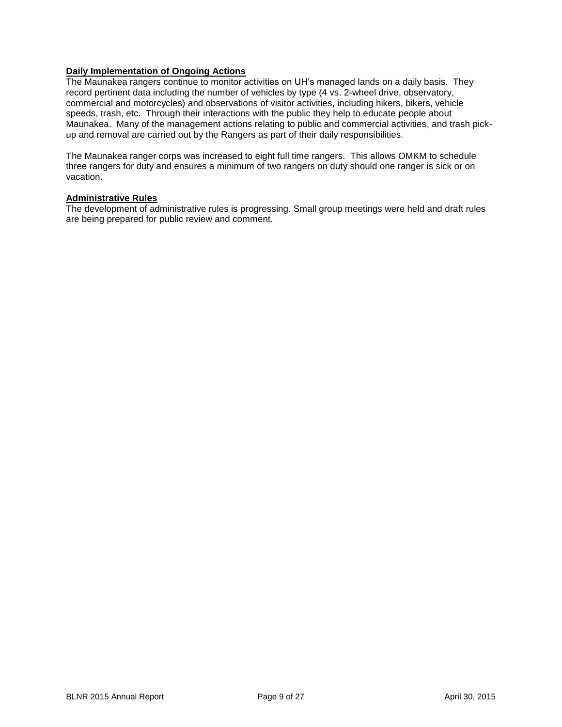**Daily Implementation of Ongoing Actions**

The Maunakea rangers continue to monitor activities on UH's managed lands on a daily basis. They record pertinent data including the number of vehicles by type (4 vs. 2-wheel drive, observatory, commercial and motorcycles) and observations of visitor activities, including hikers, bikers, vehicle speeds, trash, etc. Through their interactions with the public they help to educate people about Maunakea. Many of the management actions relating to public and commercial activities, and trash pick-up and removal are carried out by the Rangers as part of their daily responsibilities.

The Maunakea ranger corps was increased to eight full time rangers. This allows OMKM to schedule three rangers for duty and ensures a minimum of two rangers on duty should one ranger is sick or on vacation.

**Administrative Rules**

The development of administrative rules is progressing. Small group meetings were held and draft rules are being prepared for public review and comment.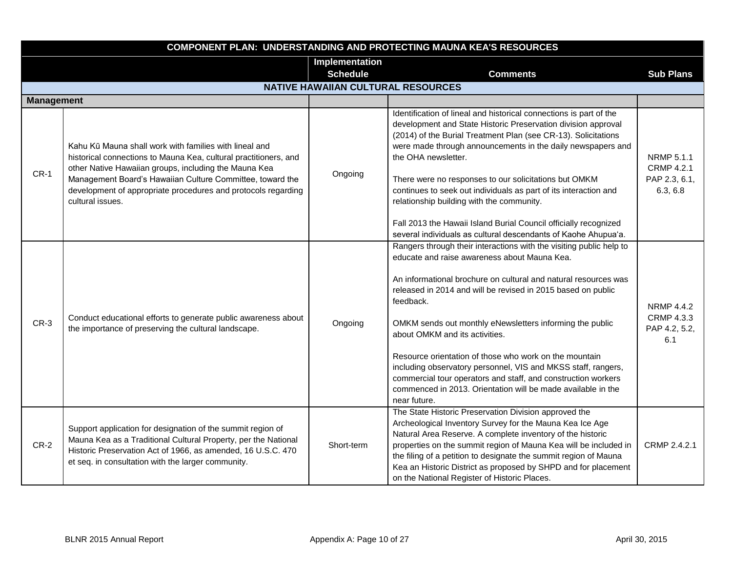| COMPONENT PLAN: UNDERSTANDING AND PROTECTING MAUNA KEA'S RESOURCES | | | | |
|---|---|---|---|---|
| | | **Implementation Schedule** | **Comments** | **Sub Plans** |
| **NATIVE HAWAIIAN CULTURAL RESOURCES** | | | | |
| **Management** | | | | |
| CR-1 | Kahu Kū Mauna shall work with families with lineal and historical connections to Mauna Kea, cultural practitioners, and other Native Hawaiian groups, including the Mauna Kea Management Board's Hawaiian Culture Committee, toward the development of appropriate procedures and protocols regarding cultural issues. | Ongoing | Identification of lineal and historical connections is part of the development and State Historic Preservation division approval (2014) of the Burial Treatment Plan (see CR-13). Solicitations were made through announcements in the daily newspapers and the OHA newsletter.<br><br>There were no responses to our solicitations but OMKM continues to seek out individuals as part of its interaction and relationship building with the community.<br><br>Fall 2013 the Hawaii Island Burial Council officially recognized several individuals as cultural descendants of Kaohe Ahupuaʻa. | NRMP 5.1.1<br>CRMP 4.2.1<br>PAP 2.3, 6.1, 6.3, 6.8 |
| CR-3 | Conduct educational efforts to generate public awareness about the importance of preserving the cultural landscape. | Ongoing | Rangers through their interactions with the visiting public help to educate and raise awareness about Mauna Kea.<br><br>An informational brochure on cultural and natural resources was released in 2014 and will be revised in 2015 based on public feedback.<br><br>OMKM sends out monthly eNewsletters informing the public about OMKM and its activities.<br><br>Resource orientation of those who work on the mountain including observatory personnel, VIS and MKSS staff, rangers, commercial tour operators and staff, and construction workers commenced in 2013. Orientation will be made available in the near future. | NRMP 4.4.2<br>CRMP 4.3.3<br>PAP 4.2, 5.2, 6.1 |
| CR-2 | Support application for designation of the summit region of Mauna Kea as a Traditional Cultural Property, per the National Historic Preservation Act of 1966, as amended, 16 U.S.C. 470 et seq. in consultation with the larger community. | Short-term | The State Historic Preservation Division approved the Archeological Inventory Survey for the Mauna Kea Ice Age Natural Area Reserve. A complete inventory of the historic properties on the summit region of Mauna Kea will be included in the filing of a petition to designate the summit region of Mauna Kea an Historic District as proposed by SHPD and for placement on the National Register of Historic Places. | CRMP 2.4.2.1 |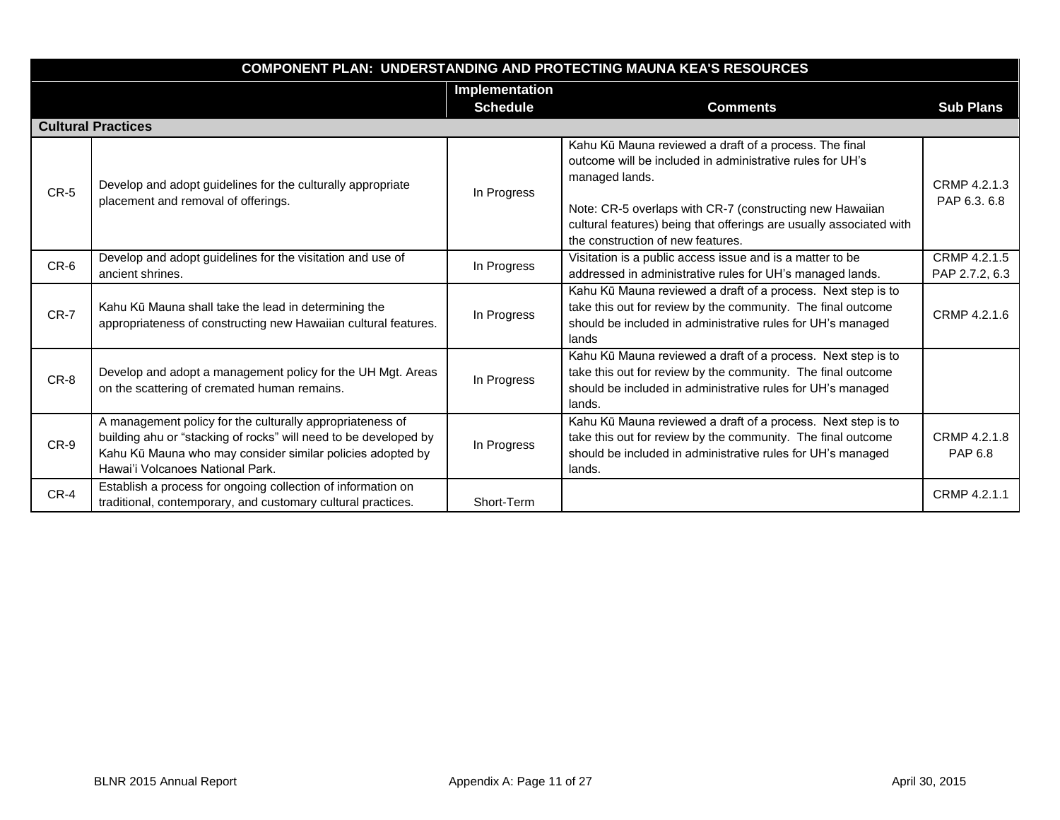| COMPONENT PLAN: UNDERSTANDING AND PROTECTING MAUNA KEA'S RESOURCES | | | | |
|---|---|---|---|---|
| | | Implementation Schedule | Comments | Sub Plans |
| **Cultural Practices** | | | | |
| CR-5 | Develop and adopt guidelines for the culturally appropriate placement and removal of offerings. | In Progress | Kahu Kū Mauna reviewed a draft of a process. The final outcome will be included in administrative rules for UH's managed lands.<br><br>Note: CR-5 overlaps with CR-7 (constructing new Hawaiian cultural features) being that offerings are usually associated with the construction of new features. | CRMP 4.2.1.3<br>PAP 6.3. 6.8 |
| CR-6 | Develop and adopt guidelines for the visitation and use of ancient shrines. | In Progress | Visitation is a public access issue and is a matter to be addressed in administrative rules for UH's managed lands. | CRMP 4.2.1.5<br>PAP 2.7.2, 6.3 |
| CR-7 | Kahu Kū Mauna shall take the lead in determining the appropriateness of constructing new Hawaiian cultural features. | In Progress | Kahu Kū Mauna reviewed a draft of a process. Next step is to take this out for review by the community. The final outcome should be included in administrative rules for UH's managed lands | CRMP 4.2.1.6 |
| CR-8 | Develop and adopt a management policy for the UH Mgt. Areas on the scattering of cremated human remains. | In Progress | Kahu Kū Mauna reviewed a draft of a process. Next step is to take this out for review by the community. The final outcome should be included in administrative rules for UH's managed lands. | |
| CR-9 | A management policy for the culturally appropriateness of building ahu or "stacking of rocks" will need to be developed by Kahu Kū Mauna who may consider similar policies adopted by Hawai'i Volcanoes National Park. | In Progress | Kahu Kū Mauna reviewed a draft of a process. Next step is to take this out for review by the community. The final outcome should be included in administrative rules for UH's managed lands. | CRMP 4.2.1.8<br>PAP 6.8 |
| CR-4 | Establish a process for ongoing collection of information on traditional, contemporary, and customary cultural practices. | Short-Term | | CRMP 4.2.1.1 |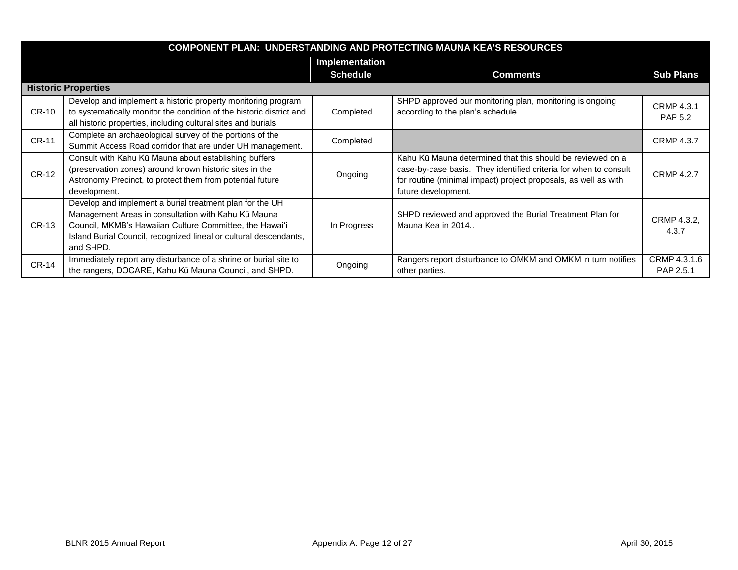| COMPONENT PLAN: UNDERSTANDING AND PROTECTING MAUNA KEA'S RESOURCES | | | | |
|---|---|---|---|---|
| | | Implementation Schedule | Comments | Sub Plans |
| **Historic Properties** | | | | |
| CR-10 | Develop and implement a historic property monitoring program to systematically monitor the condition of the historic district and all historic properties, including cultural sites and burials. | Completed | SHPD approved our monitoring plan, monitoring is ongoing according to the plan's schedule. | CRMP 4.3.1 PAP 5.2 |
| CR-11 | Complete an archaeological survey of the portions of the Summit Access Road corridor that are under UH management. | Completed | | CRMP 4.3.7 |
| CR-12 | Consult with Kahu Kū Mauna about establishing buffers (preservation zones) around known historic sites in the Astronomy Precinct, to protect them from potential future development. | Ongoing | Kahu Kū Mauna determined that this should be reviewed on a case-by-case basis. They identified criteria for when to consult for routine (minimal impact) project proposals, as well as with future development. | CRMP 4.2.7 |
| CR-13 | Develop and implement a burial treatment plan for the UH Management Areas in consultation with Kahu Kū Mauna Council, MKMB's Hawaiian Culture Committee, the Hawai'i Island Burial Council, recognized lineal or cultural descendants, and SHPD. | In Progress | SHPD reviewed and approved the Burial Treatment Plan for Mauna Kea in 2014.. | CRMP 4.3.2, 4.3.7 |
| CR-14 | Immediately report any disturbance of a shrine or burial site to the rangers, DOCARE, Kahu Kū Mauna Council, and SHPD. | Ongoing | Rangers report disturbance to OMKM and OMKM in turn notifies other parties. | CRMP 4.3.1.6 PAP 2.5.1 |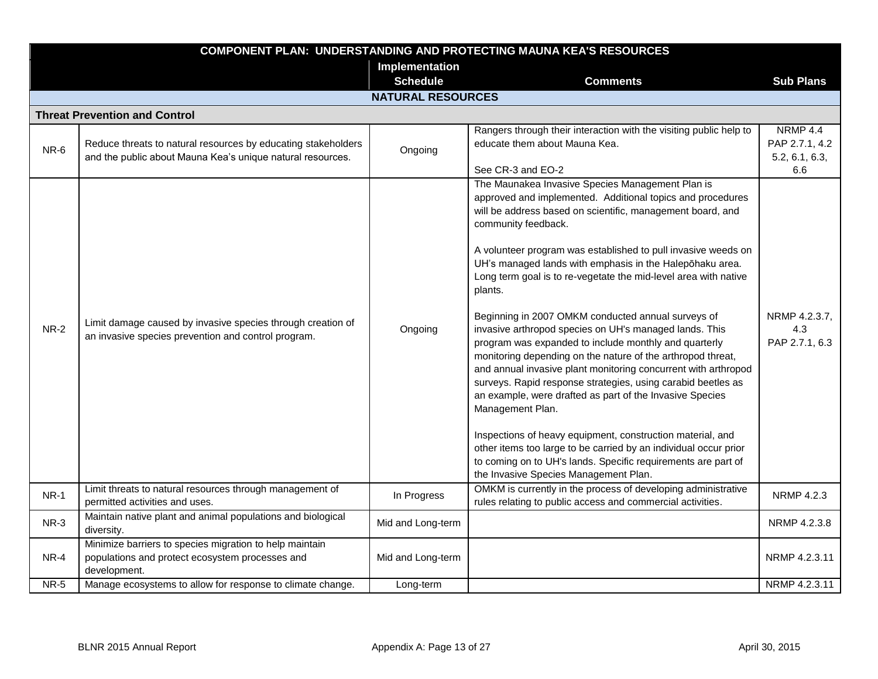| COMPONENT PLAN: UNDERSTANDING AND PROTECTING MAUNA KEA'S RESOURCES | | | | |
|---|---|---|---|---|
| | | Implementation Schedule | Comments | Sub Plans |
| **NATURAL RESOURCES** | | | | |
| **Threat Prevention and Control** | | | | |
| NR-6 | Reduce threats to natural resources by educating stakeholders and the public about Mauna Kea's unique natural resources. | Ongoing | Rangers through their interaction with the visiting public help to educate them about Mauna Kea.<br><br>See CR-3 and EO-2 | NRMP 4.4<br>PAP 2.7.1, 4.2<br>5.2, 6.1, 6.3, 6.6 |
| NR-2 | Limit damage caused by invasive species through creation of an invasive species prevention and control program. | Ongoing | The Maunakea Invasive Species Management Plan is approved and implemented. Additional topics and procedures will be address based on scientific, management board, and community feedback.<br><br>A volunteer program was established to pull invasive weeds on UH's managed lands with emphasis in the Halepōhaku area. Long term goal is to re-vegetate the mid-level area with native plants.<br><br>Beginning in 2007 OMKM conducted annual surveys of invasive arthropod species on UH's managed lands. This program was expanded to include monthly and quarterly monitoring depending on the nature of the arthropod threat, and annual invasive plant monitoring concurrent with arthropod surveys. Rapid response strategies, using carabid beetles as an example, were drafted as part of the Invasive Species Management Plan.<br><br>Inspections of heavy equipment, construction material, and other items too large to be carried by an individual occur prior to coming on to UH's lands. Specific requirements are part of the Invasive Species Management Plan. | NRMP 4.2.3.7, 4.3<br>PAP 2.7.1, 6.3 |
| NR-1 | Limit threats to natural resources through management of permitted activities and uses. | In Progress | OMKM is currently in the process of developing administrative rules relating to public access and commercial activities. | NRMP 4.2.3 |
| NR-3 | Maintain native plant and animal populations and biological diversity. | Mid and Long-term | | NRMP 4.2.3.8 |
| NR-4 | Minimize barriers to species migration to help maintain populations and protect ecosystem processes and development. | Mid and Long-term | | NRMP 4.2.3.11 |
| NR-5 | Manage ecosystems to allow for response to climate change. | Long-term | | NRMP 4.2.3.11 |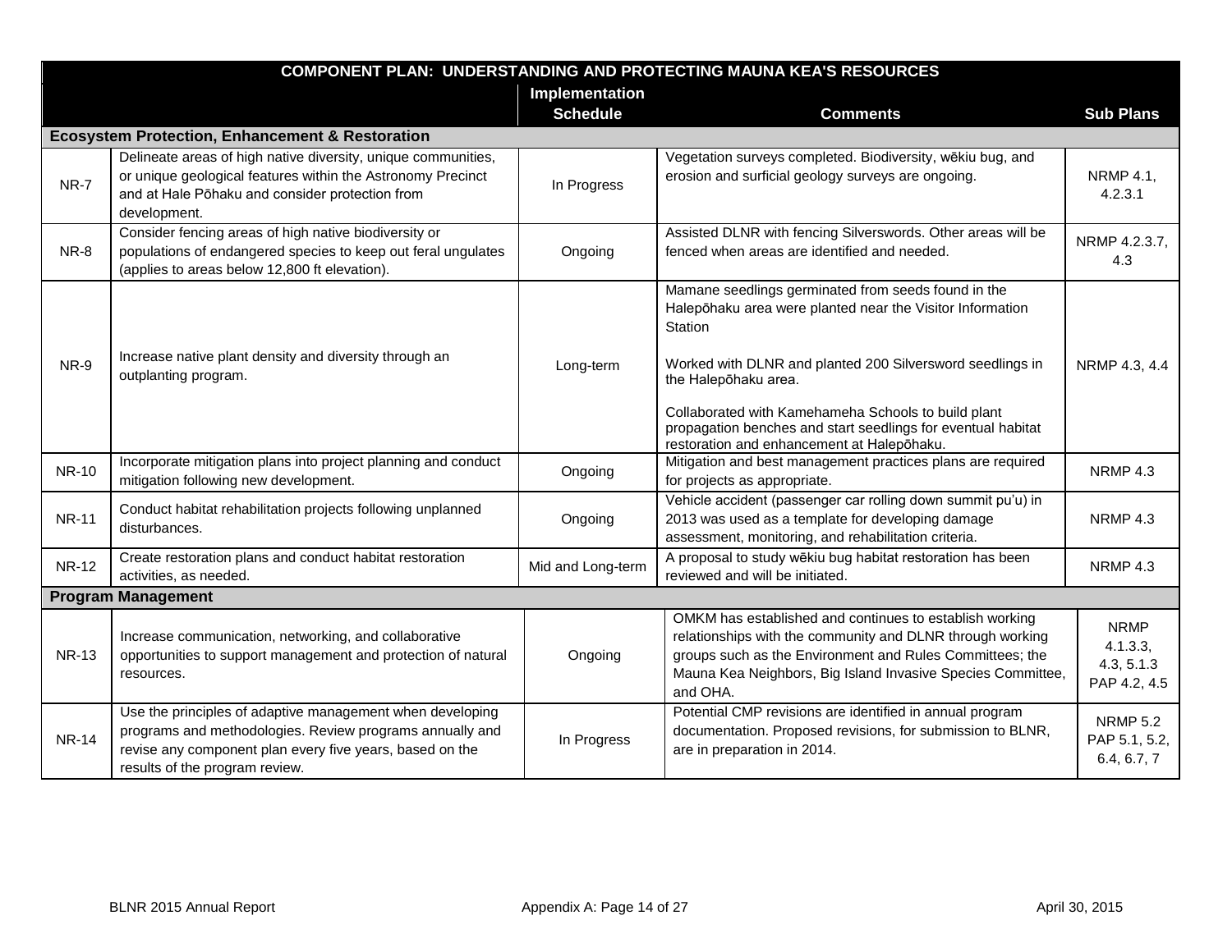| COMPONENT PLAN: UNDERSTANDING AND PROTECTING MAUNA KEA'S RESOURCES | | | | |
|---|---|---|---|---|
| | | Implementation Schedule | Comments | Sub Plans |
| **Ecosystem Protection, Enhancement & Restoration** | | | | |
| NR-7 | Delineate areas of high native diversity, unique communities, or unique geological features within the Astronomy Precinct and at Hale Pōhaku and consider protection from development. | In Progress | Vegetation surveys completed. Biodiversity, wēkiu bug, and erosion and surficial geology surveys are ongoing. | NRMP 4.1, 4.2.3.1 |
| NR-8 | Consider fencing areas of high native biodiversity or populations of endangered species to keep out feral ungulates (applies to areas below 12,800 ft elevation). | Ongoing | Assisted DLNR with fencing Silverswords. Other areas will be fenced when areas are identified and needed. | NRMP 4.2.3.7, 4.3 |
| NR-9 | Increase native plant density and diversity through an outplanting program. | Long-term | Mamane seedlings germinated from seeds found in the Halepōhaku area were planted near the Visitor Information Station<br><br>Worked with DLNR and planted 200 Silversword seedlings in the Halepōhaku area.<br><br>Collaborated with Kamehameha Schools to build plant propagation benches and start seedlings for eventual habitat restoration and enhancement at Halepōhaku. | NRMP 4.3, 4.4 |
| NR-10 | Incorporate mitigation plans into project planning and conduct mitigation following new development. | Ongoing | Mitigation and best management practices plans are required for projects as appropriate. | NRMP 4.3 |
| NR-11 | Conduct habitat rehabilitation projects following unplanned disturbances. | Ongoing | Vehicle accident (passenger car rolling down summit pu'u) in 2013 was used as a template for developing damage assessment, monitoring, and rehabilitation criteria. | NRMP 4.3 |
| NR-12 | Create restoration plans and conduct habitat restoration activities, as needed. | Mid and Long-term | A proposal to study wēkiu bug habitat restoration has been reviewed and will be initiated. | NRMP 4.3 |
| **Program Management** | | | | |
| NR-13 | Increase communication, networking, and collaborative opportunities to support management and protection of natural resources. | Ongoing | OMKM has established and continues to establish working relationships with the community and DLNR through working groups such as the Environment and Rules Committees; the Mauna Kea Neighbors, Big Island Invasive Species Committee, and OHA. | NRMP 4.1.3.3, 4.3, 5.1.3 PAP 4.2, 4.5 |
| NR-14 | Use the principles of adaptive management when developing programs and methodologies. Review programs annually and revise any component plan every five years, based on the results of the program review. | In Progress | Potential CMP revisions are identified in annual program documentation. Proposed revisions, for submission to BLNR, are in preparation in 2014. | NRMP 5.2 PAP 5.1, 5.2, 6.4, 6.7, 7 |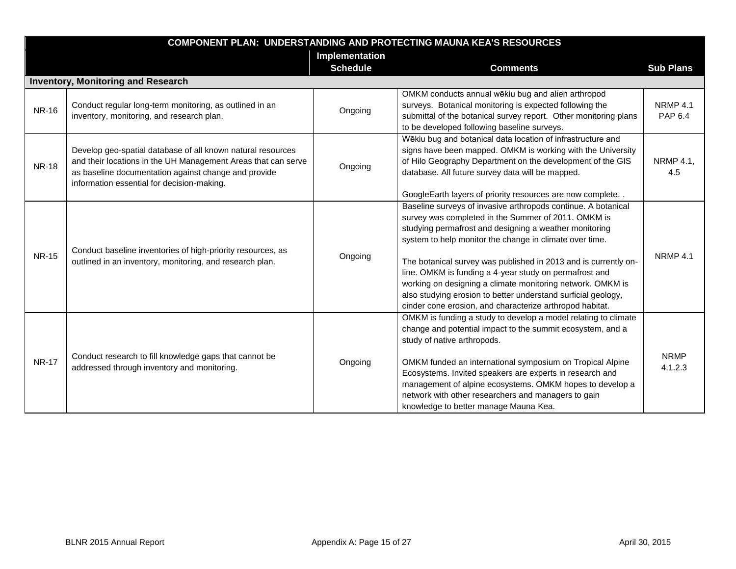| COMPONENT PLAN: UNDERSTANDING AND PROTECTING MAUNA KEA'S RESOURCES | | | | |
|---|---|---|---|---|
| | | Implementation Schedule | Comments | Sub Plans |
| **Inventory, Monitoring and Research** | | | | |
| NR-16 | Conduct regular long-term monitoring, as outlined in an inventory, monitoring, and research plan. | Ongoing | OMKM conducts annual wēkiu bug and alien arthropod surveys. Botanical monitoring is expected following the submittal of the botanical survey report. Other monitoring plans to be developed following baseline surveys. | NRMP 4.1 PAP 6.4 |
| NR-18 | Develop geo-spatial database of all known natural resources and their locations in the UH Management Areas that can serve as baseline documentation against change and provide information essential for decision-making. | Ongoing | Wēkiu bug and botanical data location of infrastructure and signs have been mapped. OMKM is working with the University of Hilo Geography Department on the development of the GIS database. All future survey data will be mapped.<br><br>GoogleEarth layers of priority resources are now complete. . | NRMP 4.1, 4.5 |
| NR-15 | Conduct baseline inventories of high-priority resources, as outlined in an inventory, monitoring, and research plan. | Ongoing | Baseline surveys of invasive arthropods continue. A botanical survey was completed in the Summer of 2011. OMKM is studying permafrost and designing a weather monitoring system to help monitor the change in climate over time.<br><br>The botanical survey was published in 2013 and is currently on-line. OMKM is funding a 4-year study on permafrost and working on designing a climate monitoring network. OMKM is also studying erosion to better understand surficial geology, cinder cone erosion, and characterize arthropod habitat. | NRMP 4.1 |
| NR-17 | Conduct research to fill knowledge gaps that cannot be addressed through inventory and monitoring. | Ongoing | OMKM is funding a study to develop a model relating to climate change and potential impact to the summit ecosystem, and a study of native arthropods.<br><br>OMKM funded an international symposium on Tropical Alpine Ecosystems. Invited speakers are experts in research and management of alpine ecosystems. OMKM hopes to develop a network with other researchers and managers to gain knowledge to better manage Mauna Kea. | NRMP 4.1.2.3 |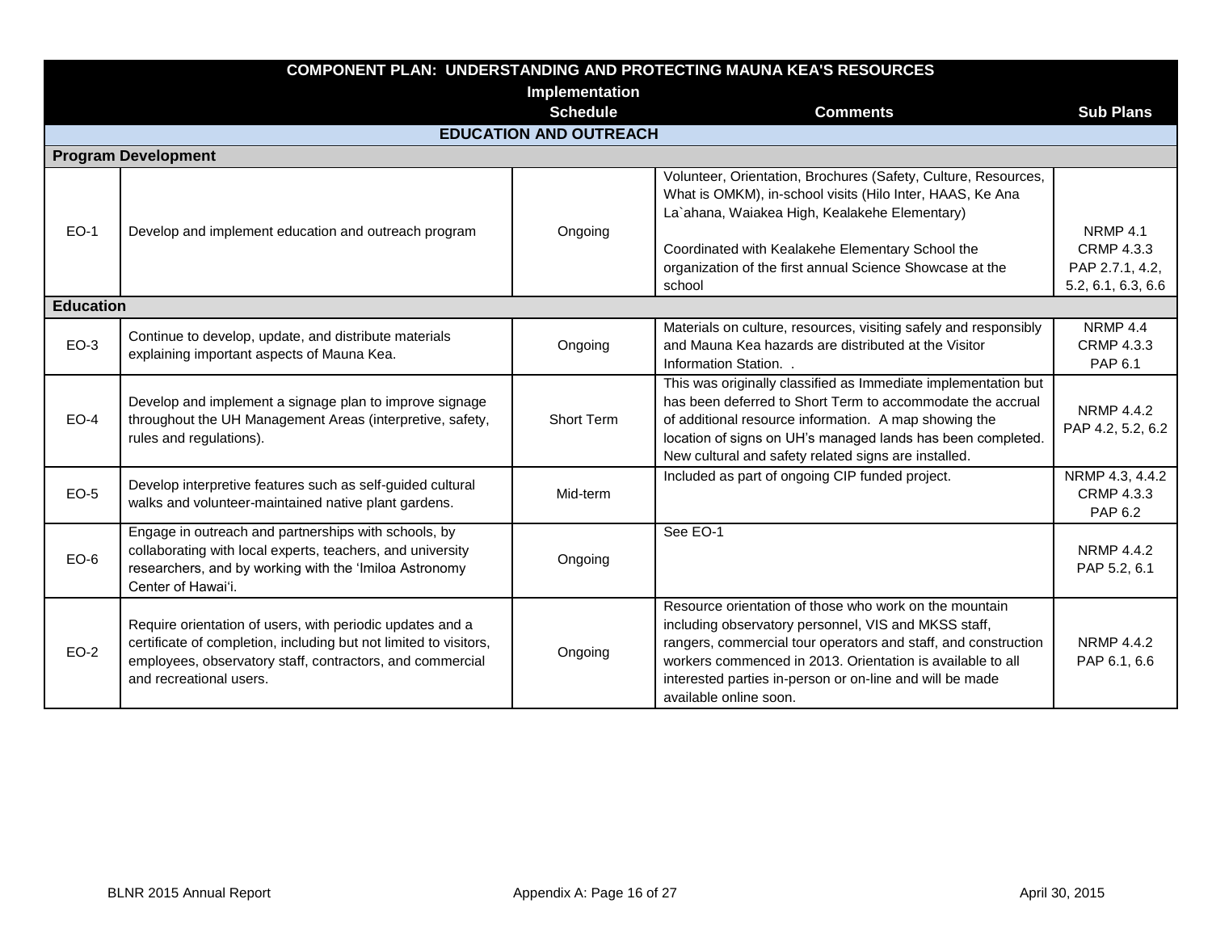| COMPONENT PLAN: UNDERSTANDING AND PROTECTING MAUNA KEA'S RESOURCES | | | | |
|---|---|---|---|---|
| | | Implementation Schedule | Comments | Sub Plans |
| **EDUCATION AND OUTREACH** | | | | |
| **Program Development** | | | | |
| EO-1 | Develop and implement education and outreach program | Ongoing | Volunteer, Orientation, Brochures (Safety, Culture, Resources, What is OMKM), in-school visits (Hilo Inter, HAAS, Ke Ana La`ahana, Waiakea High, Kealakehe Elementary)<br><br>Coordinated with Kealakehe Elementary School the organization of the first annual Science Showcase at the school | NRMP 4.1<br>CRMP 4.3.3<br>PAP 2.7.1, 4.2, 5.2, 6.1, 6.3, 6.6 |
| **Education** | | | | |
| EO-3 | Continue to develop, update, and distribute materials explaining important aspects of Mauna Kea. | Ongoing | Materials on culture, resources, visiting safely and responsibly and Mauna Kea hazards are distributed at the Visitor Information Station. . | NRMP 4.4<br>CRMP 4.3.3<br>PAP 6.1 |
| EO-4 | Develop and implement a signage plan to improve signage throughout the UH Management Areas (interpretive, safety, rules and regulations). | Short Term | This was originally classified as Immediate implementation but has been deferred to Short Term to accommodate the accrual of additional resource information. A map showing the location of signs on UH's managed lands has been completed. New cultural and safety related signs are installed. | NRMP 4.4.2<br>PAP 4.2, 5.2, 6.2 |
| EO-5 | Develop interpretive features such as self-guided cultural walks and volunteer-maintained native plant gardens. | Mid-term | Included as part of ongoing CIP funded project. | NRMP 4.3, 4.4.2<br>CRMP 4.3.3<br>PAP 6.2 |
| EO-6 | Engage in outreach and partnerships with schools, by collaborating with local experts, teachers, and university researchers, and by working with the ʻImiloa Astronomy Center of Hawaiʻi. | Ongoing | See EO-1 | NRMP 4.4.2<br>PAP 5.2, 6.1 |
| EO-2 | Require orientation of users, with periodic updates and a certificate of completion, including but not limited to visitors, employees, observatory staff, contractors, and commercial and recreational users. | Ongoing | Resource orientation of those who work on the mountain including observatory personnel, VIS and MKSS staff, rangers, commercial tour operators and staff, and construction workers commenced in 2013. Orientation is available to all interested parties in-person or on-line and will be made available online soon. | NRMP 4.4.2<br>PAP 6.1, 6.6 |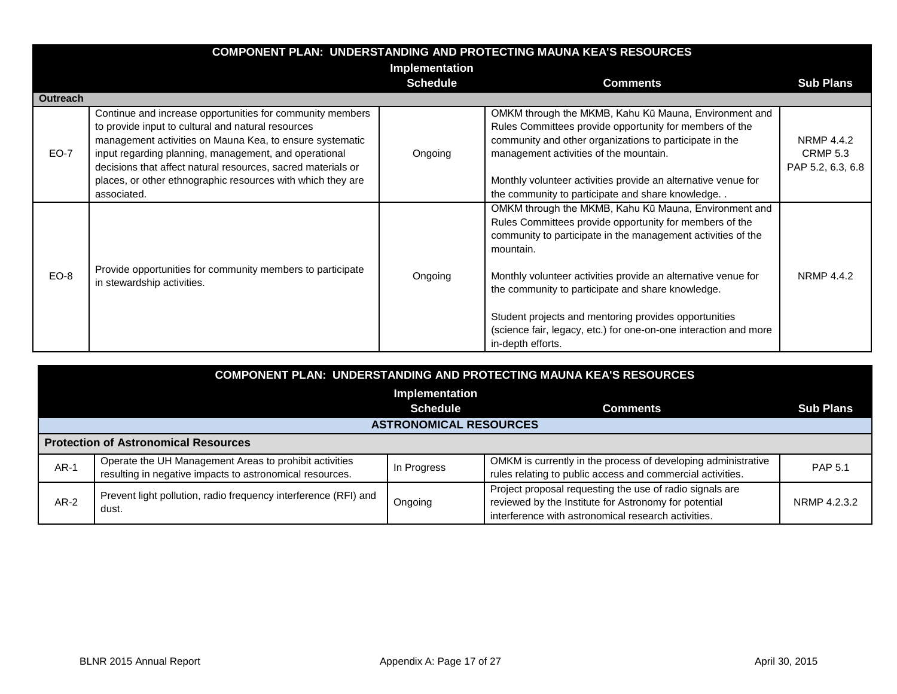| COMPONENT PLAN: UNDERSTANDING AND PROTECTING MAUNA KEA'S RESOURCES | | | | |
|---|---|---|---|---|
| | | Implementation Schedule | Comments | Sub Plans |
| **Outreach** | | | | |
| EO-7 | Continue and increase opportunities for community members to provide input to cultural and natural resources management activities on Mauna Kea, to ensure systematic input regarding planning, management, and operational decisions that affect natural resources, sacred materials or places, or other ethnographic resources with which they are associated. | Ongoing | OMKM through the MKMB, Kahu Kū Mauna, Environment and Rules Committees provide opportunity for members of the community and other organizations to participate in the management activities of the mountain.<br><br>Monthly volunteer activities provide an alternative venue for the community to participate and share knowledge. . | NRMP 4.4.2<br>CRMP 5.3<br>PAP 5.2, 6.3, 6.8 |
| EO-8 | Provide opportunities for community members to participate in stewardship activities. | Ongoing | OMKM through the MKMB, Kahu Kū Mauna, Environment and Rules Committees provide opportunity for members of the community to participate in the management activities of the mountain.<br><br>Monthly volunteer activities provide an alternative venue for the community to participate and share knowledge.<br><br>Student projects and mentoring provides opportunities (science fair, legacy, etc.) for one-on-one interaction and more in-depth efforts. | NRMP 4.4.2 |

| COMPONENT PLAN: UNDERSTANDING AND PROTECTING MAUNA KEA'S RESOURCES | | | | |
|---|---|---|---|---|
| | | Implementation Schedule | Comments | Sub Plans |
| **ASTRONOMICAL RESOURCES** | | | | |
| **Protection of Astronomical Resources** | | | | |
| AR-1 | Operate the UH Management Areas to prohibit activities resulting in negative impacts to astronomical resources. | In Progress | OMKM is currently in the process of developing administrative rules relating to public access and commercial activities. | PAP 5.1 |
| AR-2 | Prevent light pollution, radio frequency interference (RFI) and dust. | Ongoing | Project proposal requesting the use of radio signals are reviewed by the Institute for Astronomy for potential interference with astronomical research activities. | NRMP 4.2.3.2 |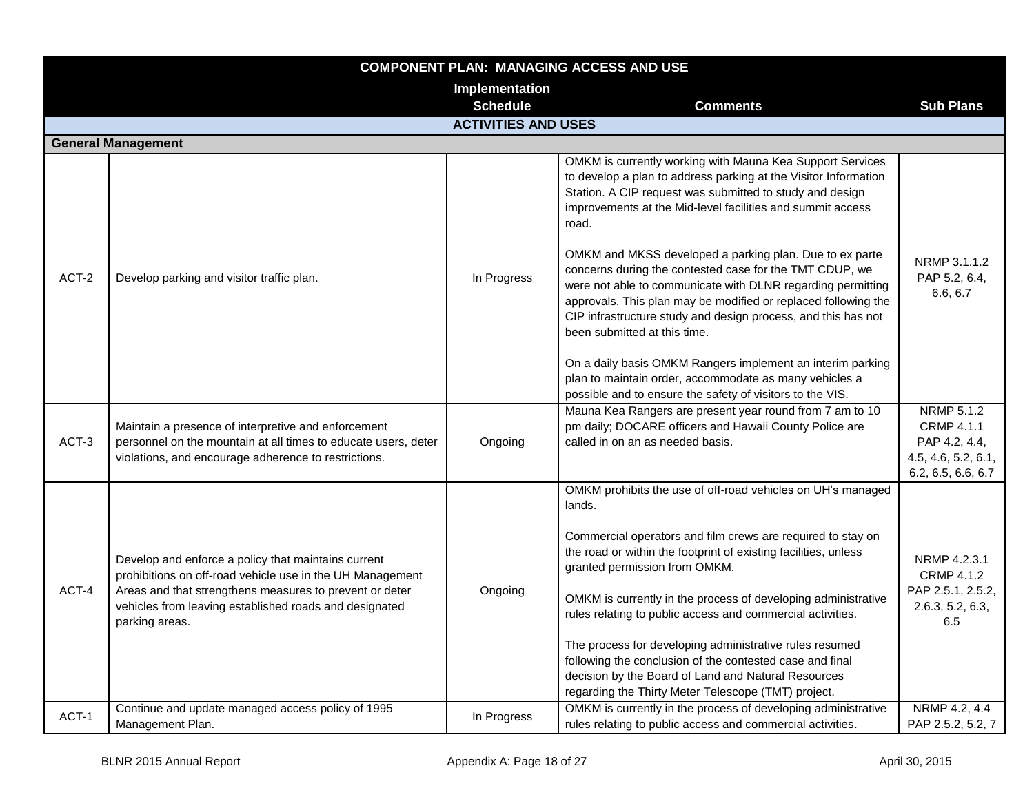| COMPONENT PLAN: MANAGING ACCESS AND USE | | | | |
|---|---|---|---|---|
| | | Implementation Schedule | Comments | Sub Plans |
| **ACTIVITIES AND USES** | | | | |
| **General Management** | | | | |
| ACT-2 | Develop parking and visitor traffic plan. | In Progress | OMKM is currently working with Mauna Kea Support Services to develop a plan to address parking at the Visitor Information Station. A CIP request was submitted to study and design improvements at the Mid-level facilities and summit access road.<br><br>OMKM and MKSS developed a parking plan. Due to ex parte concerns during the contested case for the TMT CDUP, we were not able to communicate with DLNR regarding permitting approvals. This plan may be modified or replaced following the CIP infrastructure study and design process, and this has not been submitted at this time.<br><br>On a daily basis OMKM Rangers implement an interim parking plan to maintain order, accommodate as many vehicles a possible and to ensure the safety of visitors to the VIS. | NRMP 3.1.1.2<br>PAP 5.2, 6.4, 6.6, 6.7 |
| ACT-3 | Maintain a presence of interpretive and enforcement personnel on the mountain at all times to educate users, deter violations, and encourage adherence to restrictions. | Ongoing | Mauna Kea Rangers are present year round from 7 am to 10 pm daily; DOCARE officers and Hawaii County Police are called in on an as needed basis. | NRMP 5.1.2<br>CRMP 4.1.1<br>PAP 4.2, 4.4, 4.5, 4.6, 5.2, 6.1, 6.2, 6.5, 6.6, 6.7 |
| ACT-4 | Develop and enforce a policy that maintains current prohibitions on off-road vehicle use in the UH Management Areas and that strengthens measures to prevent or deter vehicles from leaving established roads and designated parking areas. | Ongoing | OMKM prohibits the use of off-road vehicles on UH's managed lands.<br><br>Commercial operators and film crews are required to stay on the road or within the footprint of existing facilities, unless granted permission from OMKM.<br><br>OMKM is currently in the process of developing administrative rules relating to public access and commercial activities.<br><br>The process for developing administrative rules resumed following the conclusion of the contested case and final decision by the Board of Land and Natural Resources regarding the Thirty Meter Telescope (TMT) project. | NRMP 4.2.3.1<br>CRMP 4.1.2<br>PAP 2.5.1, 2.5.2, 2.6.3, 5.2, 6.3, 6.5 |
| ACT-1 | Continue and update managed access policy of 1995 Management Plan. | In Progress | OMKM is currently in the process of developing administrative rules relating to public access and commercial activities. | NRMP 4.2, 4.4<br>PAP 2.5.2, 5.2, 7 |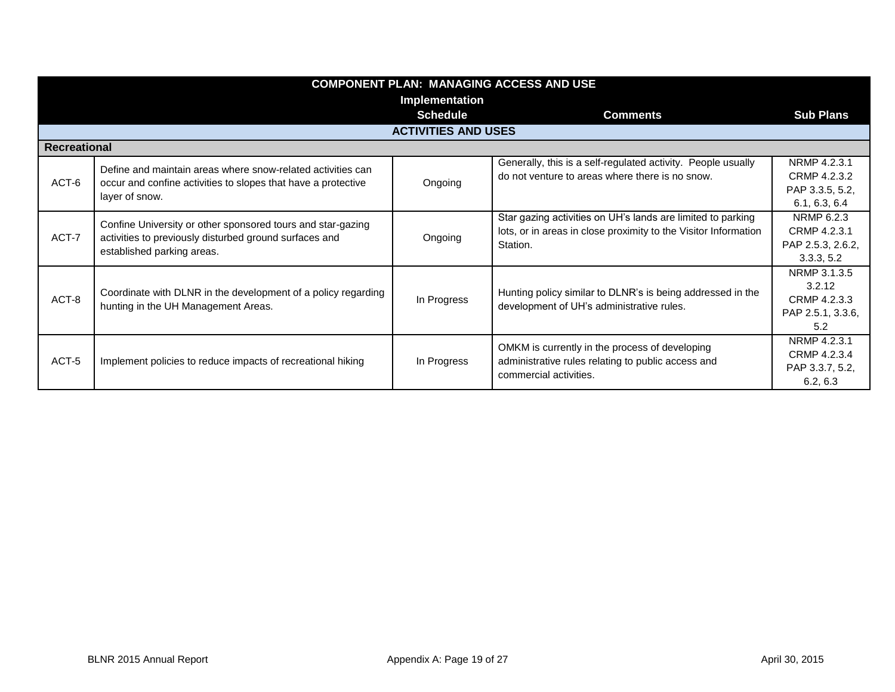| COMPONENT PLAN: MANAGING ACCESS AND USE | | Implementation Schedule | Comments | Sub Plans |
|---|---|---|---|---|
| **ACTIVITIES AND USES** | | | | |
| **Recreational** | | | | |
| ACT-6 | Define and maintain areas where snow-related activities can occur and confine activities to slopes that have a protective layer of snow. | Ongoing | Generally, this is a self-regulated activity. People usually do not venture to areas where there is no snow. | NRMP 4.2.3.1 CRMP 4.2.3.2 PAP 3.3.5, 5.2, 6.1, 6.3, 6.4 |
| ACT-7 | Confine University or other sponsored tours and star-gazing activities to previously disturbed ground surfaces and established parking areas. | Ongoing | Star gazing activities on UH's lands are limited to parking lots, or in areas in close proximity to the Visitor Information Station. | NRMP 6.2.3 CRMP 4.2.3.1 PAP 2.5.3, 2.6.2, 3.3.3, 5.2 |
| ACT-8 | Coordinate with DLNR in the development of a policy regarding hunting in the UH Management Areas. | In Progress | Hunting policy similar to DLNR's is being addressed in the development of UH's administrative rules. | NRMP 3.1.3.5 3.2.12 CRMP 4.2.3.3 PAP 2.5.1, 3.3.6, 5.2 |
| ACT-5 | Implement policies to reduce impacts of recreational hiking | In Progress | OMKM is currently in the process of developing administrative rules relating to public access and commercial activities. | NRMP 4.2.3.1 CRMP 4.2.3.4 PAP 3.3.7, 5.2, 6.2, 6.3 |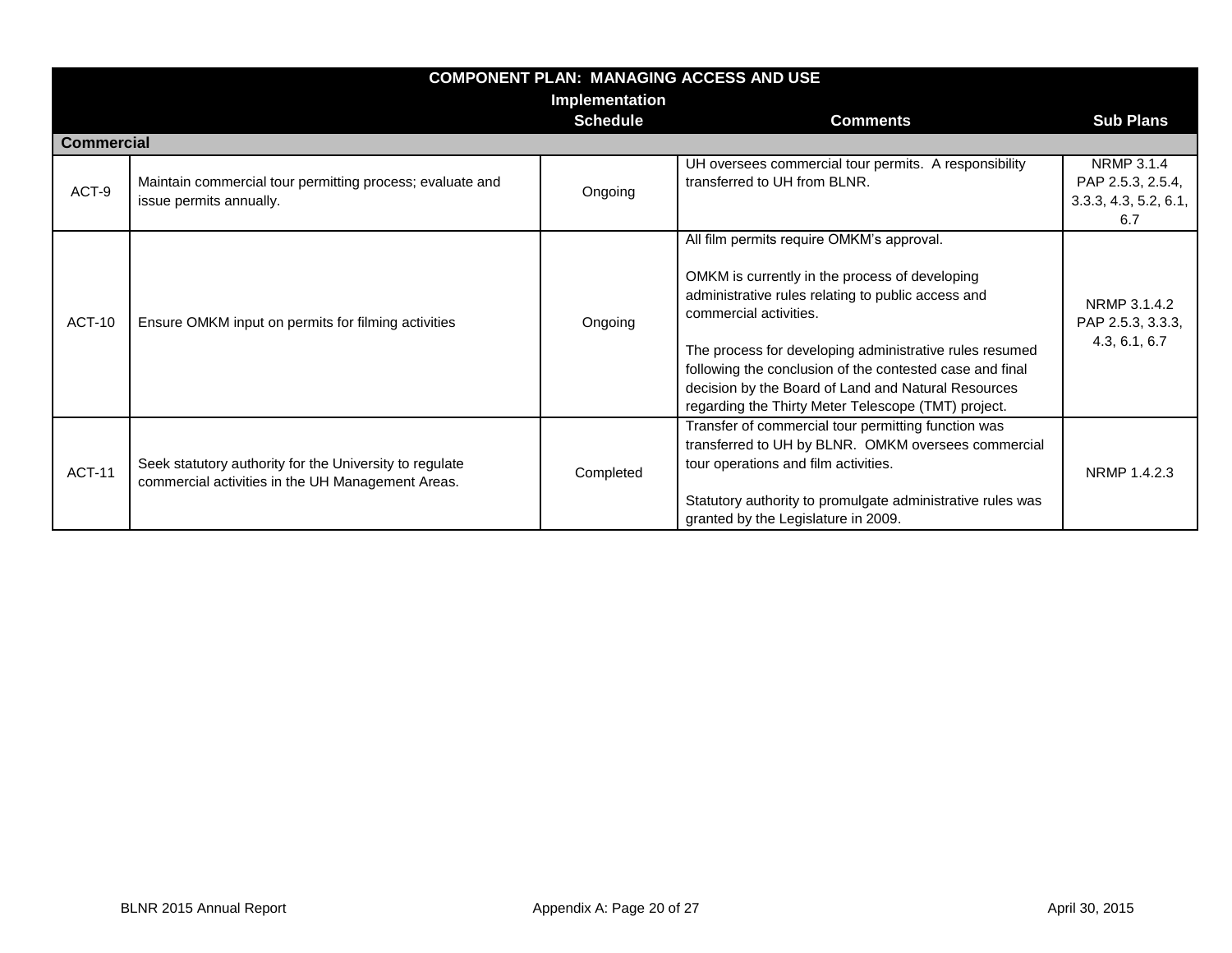| COMPONENT PLAN: MANAGING ACCESS AND USE | | Implementation Schedule | Comments | Sub Plans |
|---|---|---|---|---|
| **Commercial** | | | | |
| ACT-9 | Maintain commercial tour permitting process; evaluate and issue permits annually. | Ongoing | UH oversees commercial tour permits. A responsibility transferred to UH from BLNR. | NRMP 3.1.4<br>PAP 2.5.3, 2.5.4, 3.3.3, 4.3, 5.2, 6.1, 6.7 |
| ACT-10 | Ensure OMKM input on permits for filming activities | Ongoing | All film permits require OMKM's approval.<br><br>OMKM is currently in the process of developing administrative rules relating to public access and commercial activities.<br><br>The process for developing administrative rules resumed following the conclusion of the contested case and final decision by the Board of Land and Natural Resources regarding the Thirty Meter Telescope (TMT) project. | NRMP 3.1.4.2<br>PAP 2.5.3, 3.3.3, 4.3, 6.1, 6.7 |
| ACT-11 | Seek statutory authority for the University to regulate commercial activities in the UH Management Areas. | Completed | Transfer of commercial tour permitting function was transferred to UH by BLNR. OMKM oversees commercial tour operations and film activities.<br><br>Statutory authority to promulgate administrative rules was granted by the Legislature in 2009. | NRMP 1.4.2.3 |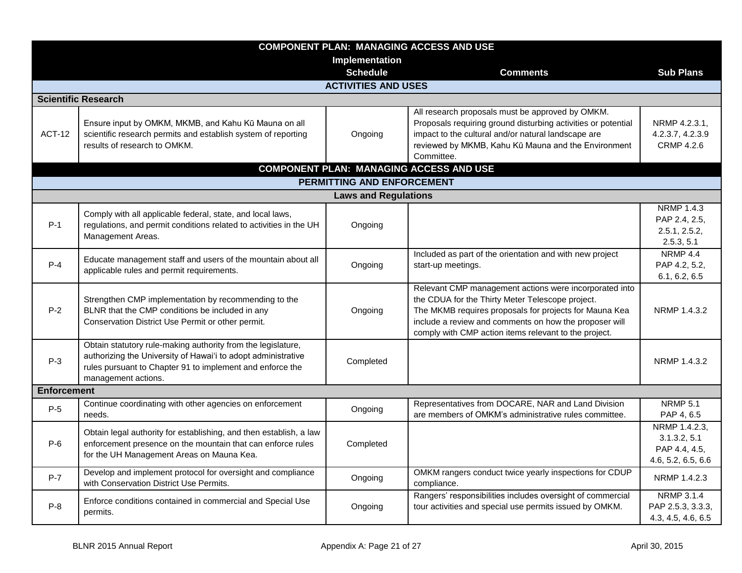| COMPONENT PLAN: MANAGING ACCESS AND USE | | | | |
|---|---|---|---|---|
| | | Implementation Schedule | Comments | Sub Plans |
| **ACTIVITIES AND USES** | | | | |
| **Scientific Research** | | | | |
| ACT-12 | Ensure input by OMKM, MKMB, and Kahu Kū Mauna on all scientific research permits and establish system of reporting results of research to OMKM. | Ongoing | All research proposals must be approved by OMKM. Proposals requiring ground disturbing activities or potential impact to the cultural and/or natural landscape are reviewed by MKMB, Kahu Kū Mauna and the Environment Committee. | NRMP 4.2.3.1, 4.2.3.7, 4.2.3.9 CRMP 4.2.6 |
| **COMPONENT PLAN: MANAGING ACCESS AND USE** | | | | |
| **PERMITTING AND ENFORCEMENT** | | | | |
| **Laws and Regulations** | | | | |
| P-1 | Comply with all applicable federal, state, and local laws, regulations, and permit conditions related to activities in the UH Management Areas. | Ongoing | | NRMP 1.4.3 PAP 2.4, 2.5, 2.5.1, 2.5.2, 2.5.3, 5.1 |
| P-4 | Educate management staff and users of the mountain about all applicable rules and permit requirements. | Ongoing | Included as part of the orientation and with new project start-up meetings. | NRMP 4.4 PAP 4.2, 5.2, 6.1, 6.2, 6.5 |
| P-2 | Strengthen CMP implementation by recommending to the BLNR that the CMP conditions be included in any Conservation District Use Permit or other permit. | Ongoing | Relevant CMP management actions were incorporated into the CDUA for the Thirty Meter Telescope project. The MKMB requires proposals for projects for Mauna Kea include a review and comments on how the proposer will comply with CMP action items relevant to the project. | NRMP 1.4.3.2 |
| P-3 | Obtain statutory rule-making authority from the legislature, authorizing the University of Hawaiʻi to adopt administrative rules pursuant to Chapter 91 to implement and enforce the management actions. | Completed | | NRMP 1.4.3.2 |
| **Enforcement** | | | | |
| P-5 | Continue coordinating with other agencies on enforcement needs. | Ongoing | Representatives from DOCARE, NAR and Land Division are members of OMKM's administrative rules committee. | NRMP 5.1 PAP 4, 6.5 |
| P-6 | Obtain legal authority for establishing, and then establish, a law enforcement presence on the mountain that can enforce rules for the UH Management Areas on Mauna Kea. | Completed | | NRMP 1.4.2.3, 3.1.3.2, 5.1 PAP 4.4, 4.5, 4.6, 5.2, 6.5, 6.6 |
| P-7 | Develop and implement protocol for oversight and compliance with Conservation District Use Permits. | Ongoing | OMKM rangers conduct twice yearly inspections for CDUP compliance. | NRMP 1.4.2.3 |
| P-8 | Enforce conditions contained in commercial and Special Use permits. | Ongoing | Rangers' responsibilities includes oversight of commercial tour activities and special use permits issued by OMKM. | NRMP 3.1.4 PAP 2.5.3, 3.3.3, 4.3, 4.5, 4.6, 6.5 |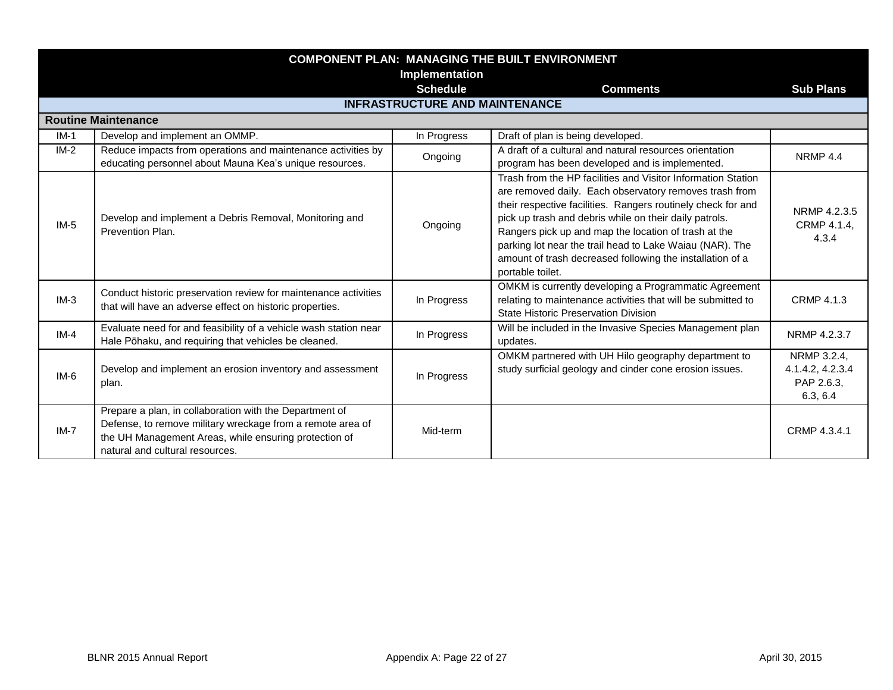| COMPONENT PLAN: MANAGING THE BUILT ENVIRONMENT | | Implementation Schedule | Comments | Sub Plans |
|---|---|---|---|---|
| **INFRASTRUCTURE AND MAINTENANCE** | | | | |
| **Routine Maintenance** | | | | |
| IM-1 | Develop and implement an OMMP. | In Progress | Draft of plan is being developed. | |
| IM-2 | Reduce impacts from operations and maintenance activities by educating personnel about Mauna Kea's unique resources. | Ongoing | A draft of a cultural and natural resources orientation program has been developed and is implemented. | NRMP 4.4 |
| IM-5 | Develop and implement a Debris Removal, Monitoring and Prevention Plan. | Ongoing | Trash from the HP facilities and Visitor Information Station are removed daily. Each observatory removes trash from their respective facilities. Rangers routinely check for and pick up trash and debris while on their daily patrols. Rangers pick up and map the location of trash at the parking lot near the trail head to Lake Waiau (NAR). The amount of trash decreased following the installation of a portable toilet. | NRMP 4.2.3.5 CRMP 4.1.4, 4.3.4 |
| IM-3 | Conduct historic preservation review for maintenance activities that will have an adverse effect on historic properties. | In Progress | OMKM is currently developing a Programmatic Agreement relating to maintenance activities that will be submitted to State Historic Preservation Division | CRMP 4.1.3 |
| IM-4 | Evaluate need for and feasibility of a vehicle wash station near Hale Pōhaku, and requiring that vehicles be cleaned. | In Progress | Will be included in the Invasive Species Management plan updates. | NRMP 4.2.3.7 |
| IM-6 | Develop and implement an erosion inventory and assessment plan. | In Progress | OMKM partnered with UH Hilo geography department to study surficial geology and cinder cone erosion issues. | NRMP 3.2.4, 4.1.4.2, 4.2.3.4 PAP 2.6.3, 6.3, 6.4 |
| IM-7 | Prepare a plan, in collaboration with the Department of Defense, to remove military wreckage from a remote area of the UH Management Areas, while ensuring protection of natural and cultural resources. | Mid-term | | CRMP 4.3.4.1 |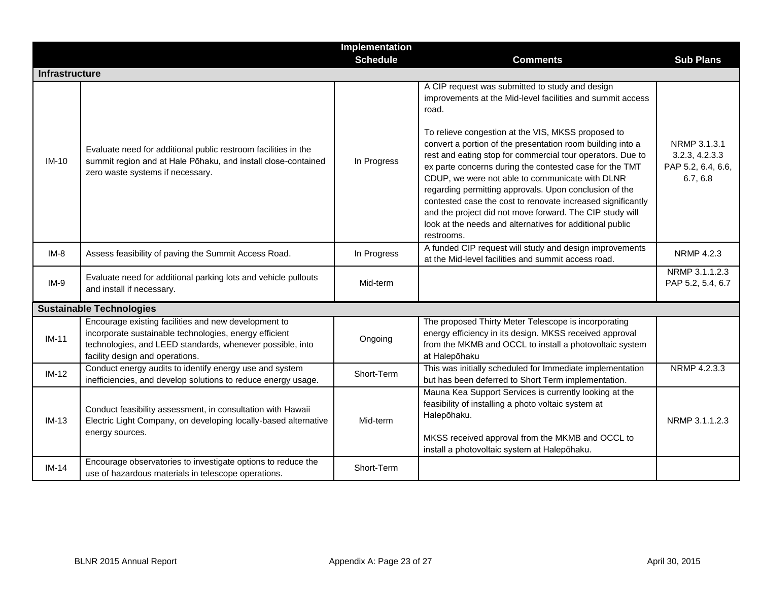| | | Implementation Schedule | Comments | Sub Plans |
|---|---|---|---|---|
| **Infrastructure** | | | | |
| IM-10 | Evaluate need for additional public restroom facilities in the summit region and at Hale Pōhaku, and install close-contained zero waste systems if necessary. | In Progress | A CIP request was submitted to study and design improvements at the Mid-level facilities and summit access road.<br><br>To relieve congestion at the VIS, MKSS proposed to convert a portion of the presentation room building into a rest and eating stop for commercial tour operators. Due to ex parte concerns during the contested case for the TMT CDUP, we were not able to communicate with DLNR regarding permitting approvals. Upon conclusion of the contested case the cost to renovate increased significantly and the project did not move forward. The CIP study will look at the needs and alternatives for additional public restrooms. | NRMP 3.1.3.1 3.2.3, 4.2.3.3 PAP 5.2, 6.4, 6.6, 6.7, 6.8 |
| IM-8 | Assess feasibility of paving the Summit Access Road. | In Progress | A funded CIP request will study and design improvements at the Mid-level facilities and summit access road. | NRMP 4.2.3 |
| IM-9 | Evaluate need for additional parking lots and vehicle pullouts and install if necessary. | Mid-term | | NRMP 3.1.1.2.3 PAP 5.2, 5.4, 6.7 |
| **Sustainable Technologies** | | | | |
| IM-11 | Encourage existing facilities and new development to incorporate sustainable technologies, energy efficient technologies, and LEED standards, whenever possible, into facility design and operations. | Ongoing | The proposed Thirty Meter Telescope is incorporating energy efficiency in its design. MKSS received approval from the MKMB and OCCL to install a photovoltaic system at Halepōhaku | |
| IM-12 | Conduct energy audits to identify energy use and system inefficiencies, and develop solutions to reduce energy usage. | Short-Term | This was initially scheduled for Immediate implementation but has been deferred to Short Term implementation. | NRMP 4.2.3.3 |
| IM-13 | Conduct feasibility assessment, in consultation with Hawaii Electric Light Company, on developing locally-based alternative energy sources. | Mid-term | Mauna Kea Support Services is currently looking at the feasibility of installing a photo voltaic system at Halepōhaku.<br><br>MKSS received approval from the MKMB and OCCL to install a photovoltaic system at Halepōhaku. | NRMP 3.1.1.2.3 |
| IM-14 | Encourage observatories to investigate options to reduce the use of hazardous materials in telescope operations. | Short-Term | | |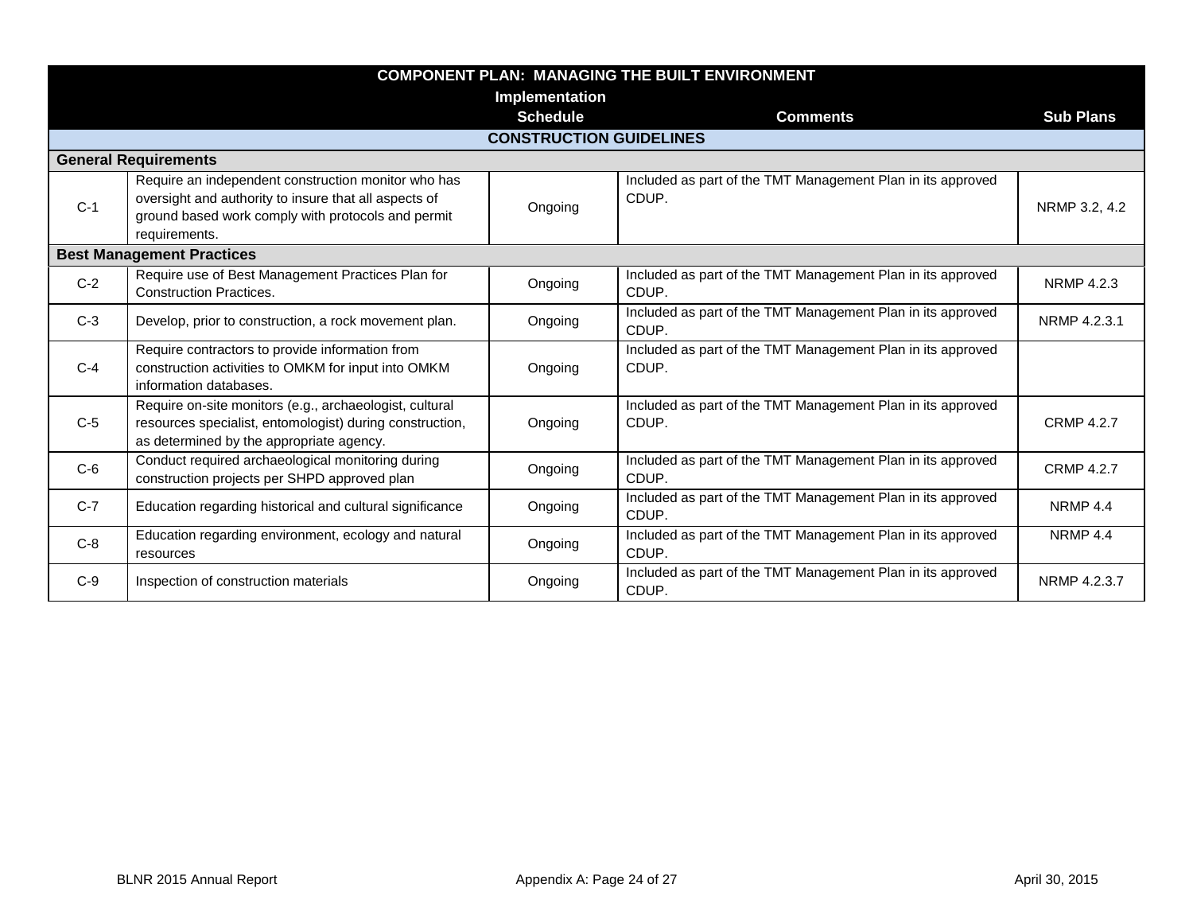| COMPONENT PLAN: MANAGING THE BUILT ENVIRONMENT | | | | |
|---|---|---|---|---|
| | | Implementation Schedule | Comments | Sub Plans |
| **CONSTRUCTION GUIDELINES** | | | | |
| **General Requirements** | | | | |
| C-1 | Require an independent construction monitor who has oversight and authority to insure that all aspects of ground based work comply with protocols and permit requirements. | Ongoing | Included as part of the TMT Management Plan in its approved CDUP. | NRMP 3.2, 4.2 |
| **Best Management Practices** | | | | |
| C-2 | Require use of Best Management Practices Plan for Construction Practices. | Ongoing | Included as part of the TMT Management Plan in its approved CDUP. | NRMP 4.2.3 |
| C-3 | Develop, prior to construction, a rock movement plan. | Ongoing | Included as part of the TMT Management Plan in its approved CDUP. | NRMP 4.2.3.1 |
| C-4 | Require contractors to provide information from construction activities to OMKM for input into OMKM information databases. | Ongoing | Included as part of the TMT Management Plan in its approved CDUP. | |
| C-5 | Require on-site monitors (e.g., archaeologist, cultural resources specialist, entomologist) during construction, as determined by the appropriate agency. | Ongoing | Included as part of the TMT Management Plan in its approved CDUP. | CRMP 4.2.7 |
| C-6 | Conduct required archaeological monitoring during construction projects per SHPD approved plan | Ongoing | Included as part of the TMT Management Plan in its approved CDUP. | CRMP 4.2.7 |
| C-7 | Education regarding historical and cultural significance | Ongoing | Included as part of the TMT Management Plan in its approved CDUP. | NRMP 4.4 |
| C-8 | Education regarding environment, ecology and natural resources | Ongoing | Included as part of the TMT Management Plan in its approved CDUP. | NRMP 4.4 |
| C-9 | Inspection of construction materials | Ongoing | Included as part of the TMT Management Plan in its approved CDUP. | NRMP 4.2.3.7 |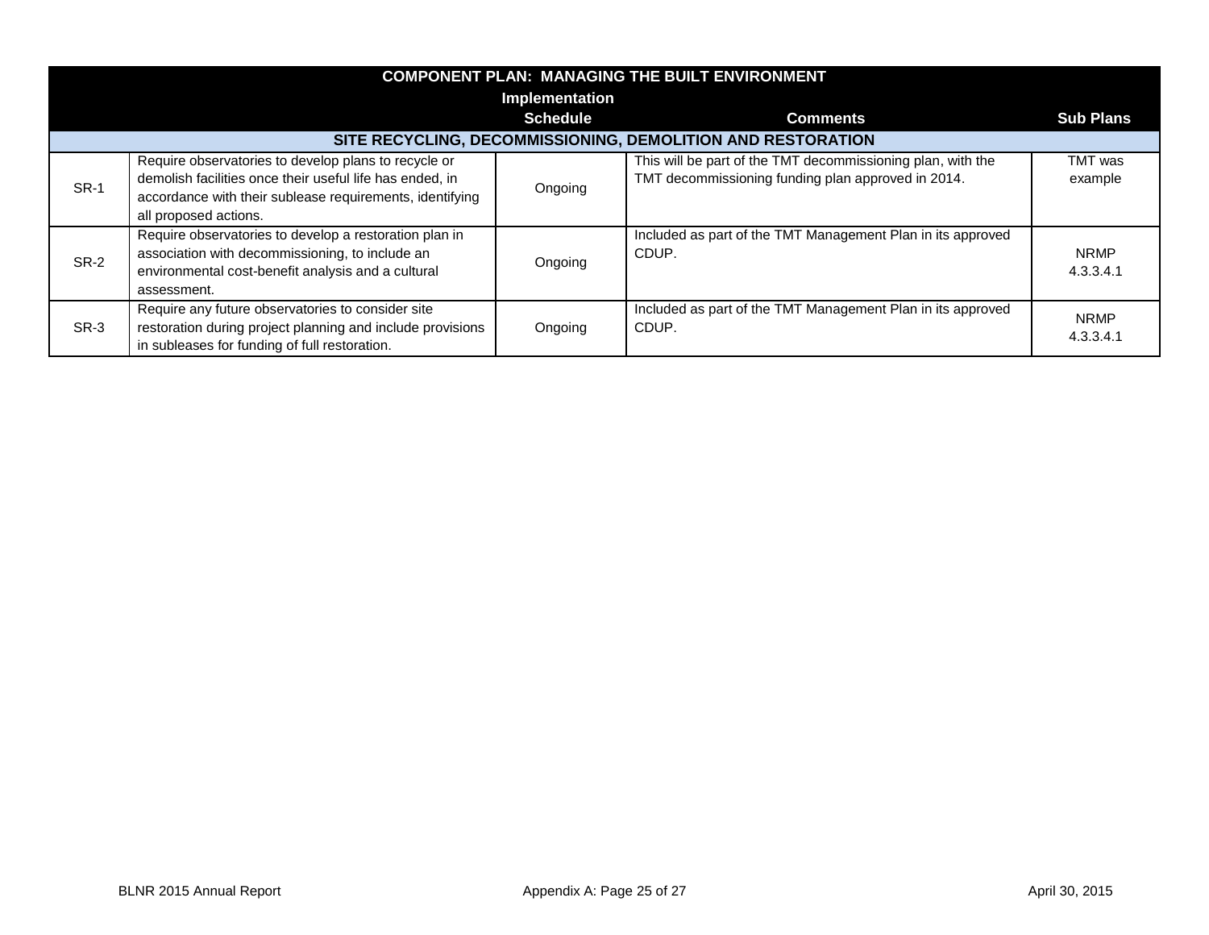| COMPONENT PLAN: MANAGING THE BUILT ENVIRONMENT | | | | |
|---|---|---|---|---|
| | | Implementation Schedule | Comments | Sub Plans |
| **SITE RECYCLING, DECOMMISSIONING, DEMOLITION AND RESTORATION** | | | | |
| SR-1 | Require observatories to develop plans to recycle or demolish facilities once their useful life has ended, in accordance with their sublease requirements, identifying all proposed actions. | Ongoing | This will be part of the TMT decommissioning plan, with the TMT decommissioning funding plan approved in 2014. | TMT was example |
| SR-2 | Require observatories to develop a restoration plan in association with decommissioning, to include an environmental cost-benefit analysis and a cultural assessment. | Ongoing | Included as part of the TMT Management Plan in its approved CDUP. | NRMP 4.3.3.4.1 |
| SR-3 | Require any future observatories to consider site restoration during project planning and include provisions in subleases for funding of full restoration. | Ongoing | Included as part of the TMT Management Plan in its approved CDUP. | NRMP 4.3.3.4.1 |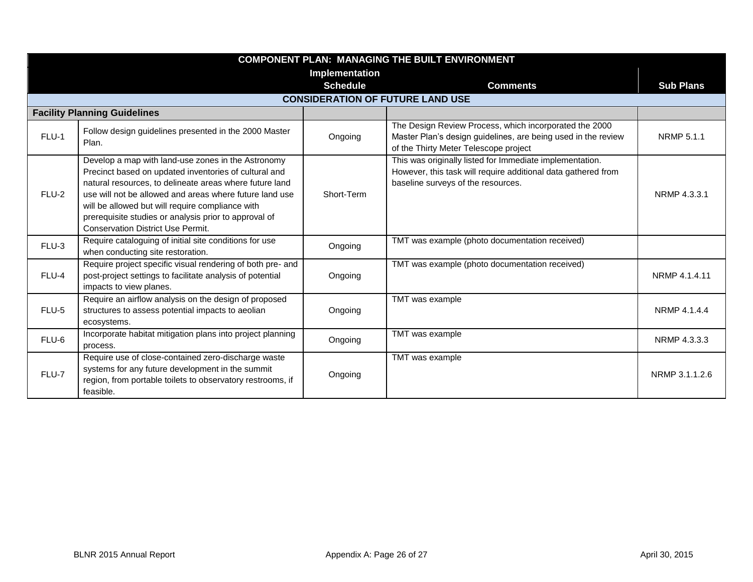| COMPONENT PLAN: MANAGING THE BUILT ENVIRONMENT | | | | |
|---|---|---|---|---|
| | | Implementation Schedule | Comments | Sub Plans |
| **CONSIDERATION OF FUTURE LAND USE** | | | | |
| **Facility Planning Guidelines** | | | | |
| FLU-1 | Follow design guidelines presented in the 2000 Master Plan. | Ongoing | The Design Review Process, which incorporated the 2000 Master Plan's design guidelines, are being used in the review of the Thirty Meter Telescope project | NRMP 5.1.1 |
| FLU-2 | Develop a map with land-use zones in the Astronomy Precinct based on updated inventories of cultural and natural resources, to delineate areas where future land use will not be allowed and areas where future land use will be allowed but will require compliance with prerequisite studies or analysis prior to approval of Conservation District Use Permit. | Short-Term | This was originally listed for Immediate implementation. However, this task will require additional data gathered from baseline surveys of the resources. | NRMP 4.3.3.1 |
| FLU-3 | Require cataloguing of initial site conditions for use when conducting site restoration. | Ongoing | TMT was example (photo documentation received) | |
| FLU-4 | Require project specific visual rendering of both pre- and post-project settings to facilitate analysis of potential impacts to view planes. | Ongoing | TMT was example (photo documentation received) | NRMP 4.1.4.11 |
| FLU-5 | Require an airflow analysis on the design of proposed structures to assess potential impacts to aeolian ecosystems. | Ongoing | TMT was example | NRMP 4.1.4.4 |
| FLU-6 | Incorporate habitat mitigation plans into project planning process. | Ongoing | TMT was example | NRMP 4.3.3.3 |
| FLU-7 | Require use of close-contained zero-discharge waste systems for any future development in the summit region, from portable toilets to observatory restrooms, if feasible. | Ongoing | TMT was example | NRMP 3.1.1.2.6 |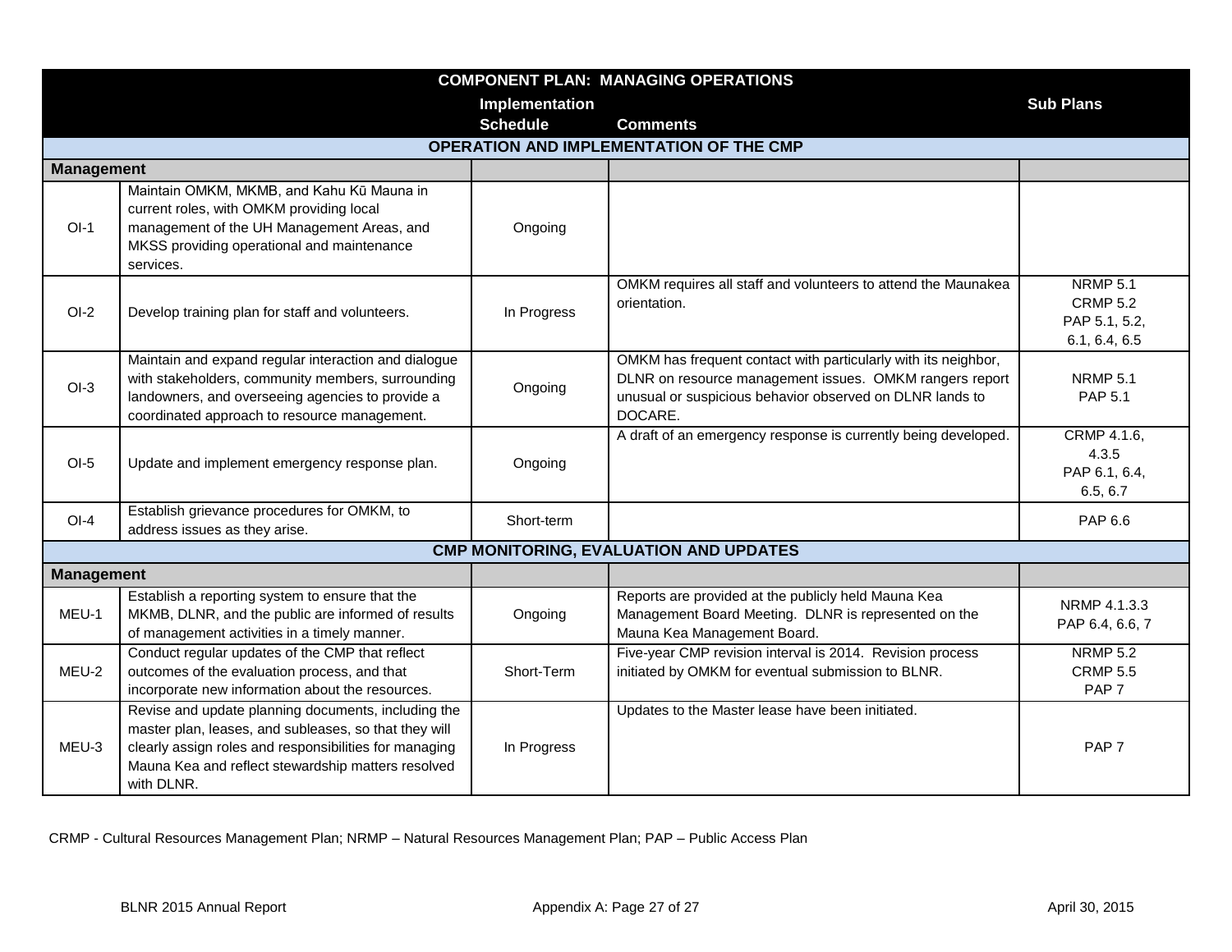| COMPONENT PLAN: MANAGING OPERATIONS | | | | |
|---|---|---|---|---|
| | | Implementation Schedule | Comments | Sub Plans |
| **OPERATION AND IMPLEMENTATION OF THE CMP** | | | | |
| **Management** | | | | |
| OI-1 | Maintain OMKM, MKMB, and Kahu Kū Mauna in current roles, with OMKM providing local management of the UH Management Areas, and MKSS providing operational and maintenance services. | Ongoing | | |
| OI-2 | Develop training plan for staff and volunteers. | In Progress | OMKM requires all staff and volunteers to attend the Maunakea orientation. | NRMP 5.1<br>CRMP 5.2<br>PAP 5.1, 5.2, 6.1, 6.4, 6.5 |
| OI-3 | Maintain and expand regular interaction and dialogue with stakeholders, community members, surrounding landowners, and overseeing agencies to provide a coordinated approach to resource management. | Ongoing | OMKM has frequent contact with particularly with its neighbor, DLNR on resource management issues. OMKM rangers report unusual or suspicious behavior observed on DLNR lands to DOCARE. | NRMP 5.1<br>PAP 5.1 |
| OI-5 | Update and implement emergency response plan. | Ongoing | A draft of an emergency response is currently being developed. | CRMP 4.1.6, 4.3.5<br>PAP 6.1, 6.4, 6.5, 6.7 |
| OI-4 | Establish grievance procedures for OMKM, to address issues as they arise. | Short-term | | PAP 6.6 |
| **CMP MONITORING, EVALUATION AND UPDATES** | | | | |
| **Management** | | | | |
| MEU-1 | Establish a reporting system to ensure that the MKMB, DLNR, and the public are informed of results of management activities in a timely manner. | Ongoing | Reports are provided at the publicly held Mauna Kea Management Board Meeting. DLNR is represented on the Mauna Kea Management Board. | NRMP 4.1.3.3<br>PAP 6.4, 6.6, 7 |
| MEU-2 | Conduct regular updates of the CMP that reflect outcomes of the evaluation process, and that incorporate new information about the resources. | Short-Term | Five-year CMP revision interval is 2014. Revision process initiated by OMKM for eventual submission to BLNR. | NRMP 5.2<br>CRMP 5.5<br>PAP 7 |
| MEU-3 | Revise and update planning documents, including the master plan, leases, and subleases, so that they will clearly assign roles and responsibilities for managing Mauna Kea and reflect stewardship matters resolved with DLNR. | In Progress | Updates to the Master lease have been initiated. | PAP 7 |

CRMP - Cultural Resources Management Plan; NRMP – Natural Resources Management Plan; PAP – Public Access Plan